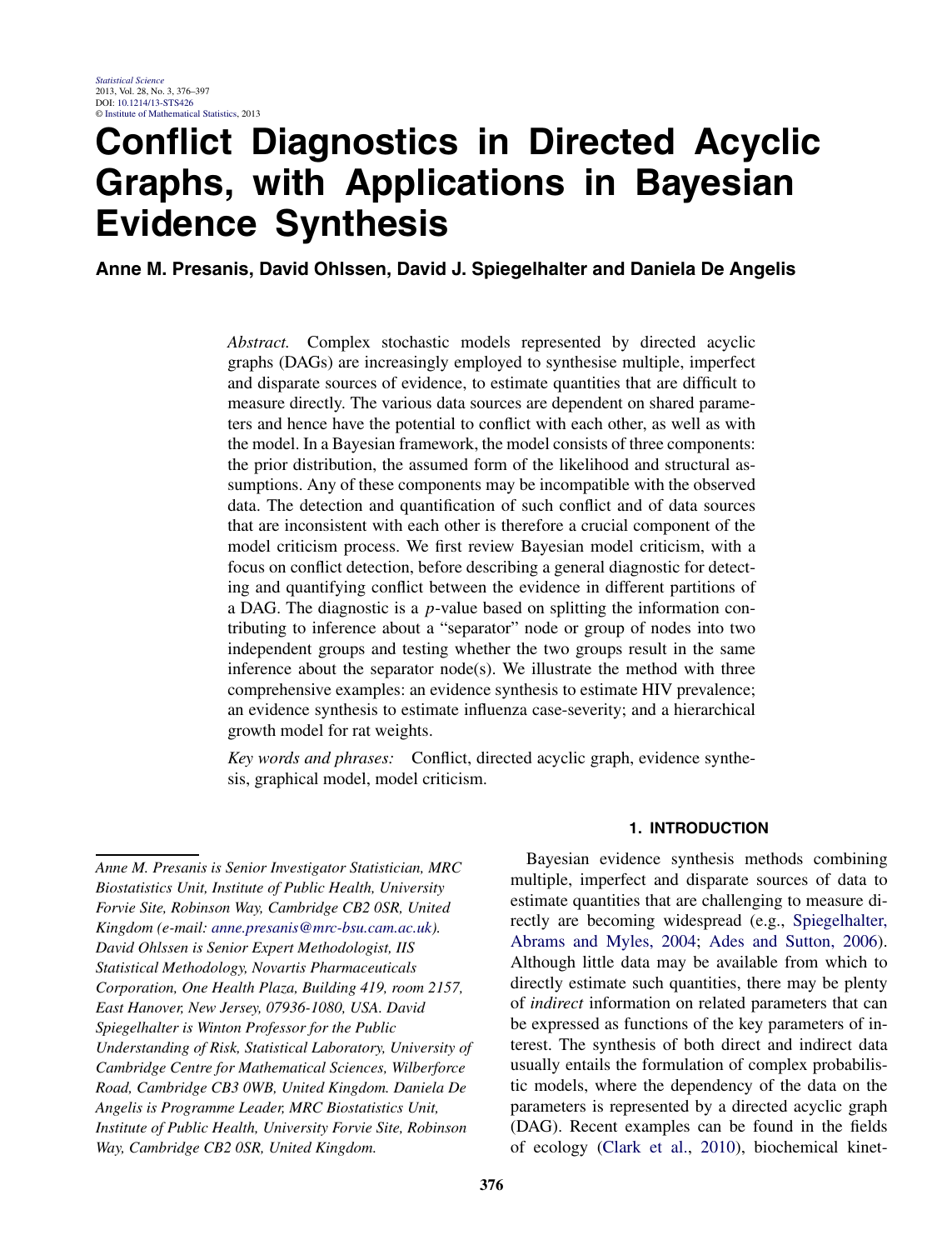# Conflict Diagnostics in Directed Acyclic Graphs, with Applications in Bayesian Evidence Synthesis

**Anne M. Presanis, David Ohlssen, David J. Spiegelhalter and Daniela De Angelis**

*Abstract.* Complex stochastic models represented by directed acyclic graphs (DAGs) are increasingly employed to synthesise multiple, imperfect and disparate sources of evidence, to estimate quantities that are difficult to measure directly. The various data sources are dependent on shared parameters and hence have the potential to conflict with each other, as well as with the model. In a Bayesian framework, the model consists of three components: the prior distribution, the assumed form of the likelihood and structural assumptions. Any of these components may be incompatible with the observed data. The detection and quantification of such conflict and of data sources that are inconsistent with each other is therefore a crucial component of the model criticism process. We first review Bayesian model criticism, with a focus on conflict detection, before describing a general diagnostic for detecting and quantifying conflict between the evidence in different partitions of a DAG. The diagnostic is a $p$-value based on splitting the information contributing to inference about a "separator" node or group of nodes into two independent groups and testing whether the two groups result in the same inference about the separator node(s). We illustrate the method with three comprehensive examples: an evidence synthesis to estimate HIV prevalence; an evidence synthesis to estimate influenza case-severity; and a hierarchical growth model for rat weights.

*Key words and phrases:* Conflict, directed acyclic graph, evidence synthesis, graphical model, model criticism.

*Anne M. Presanis is Senior Investigator Statistician, MRC Biostatistics Unit, Institute of Public Health, University Forvie Site, Robinson Way, Cambridge CB2 0SR, United Kingdom (e-mail: anne.presanis@mrc-bsu.cam.ac.uk). David Ohlssen is Senior Expert Methodologist, IIS Statistical Methodology, Novartis Pharmaceuticals Corporation, One Health Plaza, Building 419, room 2157, East Hanover, New Jersey, 07936-1080, USA. David Spiegelhalter is Winton Professor for the Public Understanding of Risk, Statistical Laboratory, University of Cambridge Centre for Mathematical Sciences, Wilberforce Road, Cambridge CB3 0WB, United Kingdom. Daniela De Angelis is Programme Leader, MRC Biostatistics Unit, Institute of Public Health, University Forvie Site, Robinson Way, Cambridge CB2 0SR, United Kingdom.*

## 1. INTRODUCTION

Bayesian evidence synthesis methods combining multiple, imperfect and disparate sources of data to estimate quantities that are challenging to measure directly are becoming widespread (e.g., Spiegelhalter, Abrams and Myles, 2004; Ades and Sutton, 2006). Although little data may be available from which to directly estimate such quantities, there may be plenty of *indirect* information on related parameters that can be expressed as functions of the key parameters of interest. The synthesis of both direct and indirect data usually entails the formulation of complex probabilistic models, where the dependency of the data on the parameters is represented by a directed acyclic graph (DAG). Recent examples can be found in the fields of ecology (Clark et al., 2010), biochemical kinet-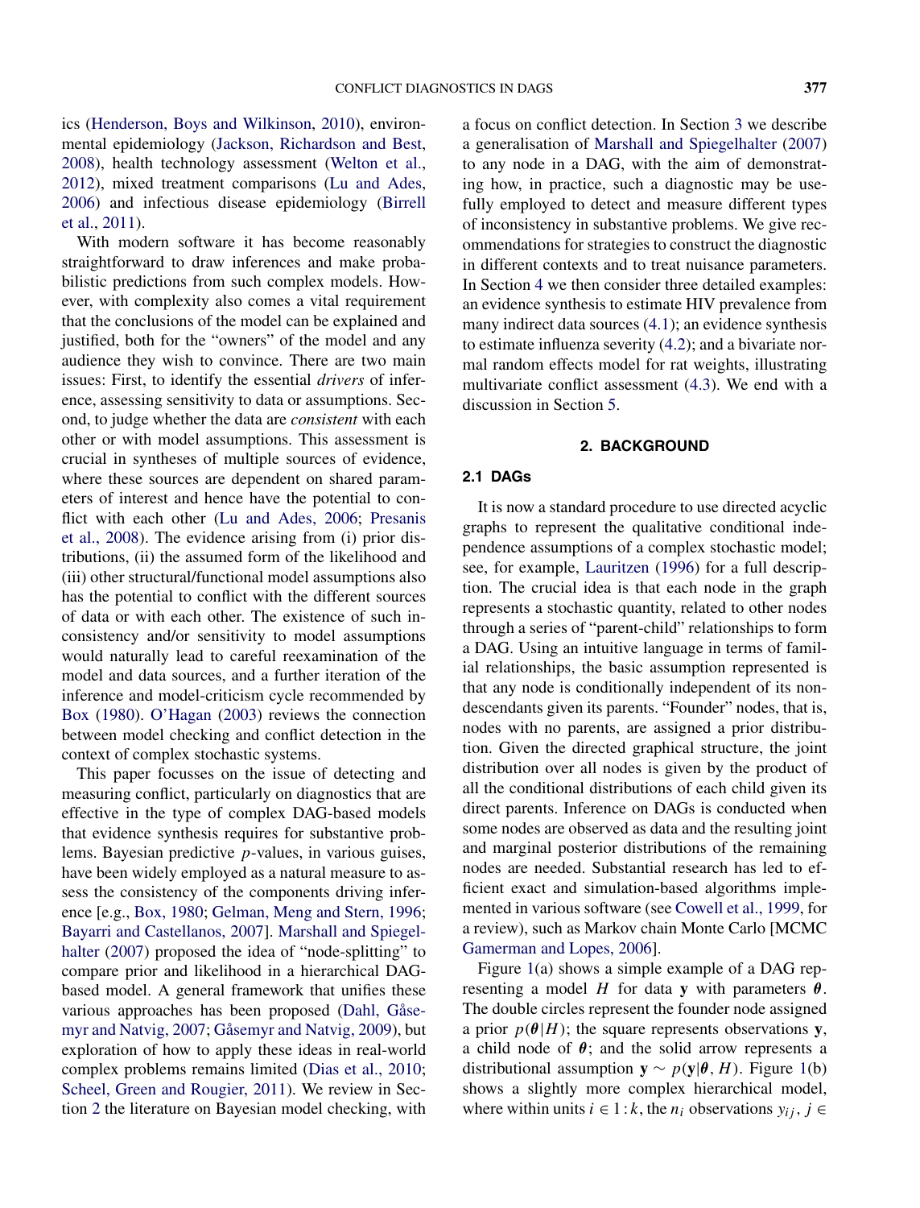ics (Henderson, Boys and Wilkinson, 2010), environmental epidemiology (Jackson, Richardson and Best, 2008), health technology assessment (Welton et al., 2012), mixed treatment comparisons (Lu and Ades, 2006) and infectious disease epidemiology (Birrell et al., 2011).

With modern software it has become reasonably straightforward to draw inferences and make probabilistic predictions from such complex models. However, with complexity also comes a vital requirement that the conclusions of the model can be explained and justified, both for the "owners" of the model and any audience they wish to convince. There are two main issues: First, to identify the essential *drivers* of inference, assessing sensitivity to data or assumptions. Second, to judge whether the data are *consistent* with each other or with model assumptions. This assessment is crucial in syntheses of multiple sources of evidence, where these sources are dependent on shared parameters of interest and hence have the potential to conflict with each other (Lu and Ades, 2006; Presanis et al., 2008). The evidence arising from (i) prior distributions, (ii) the assumed form of the likelihood and (iii) other structural/functional model assumptions also has the potential to conflict with the different sources of data or with each other. The existence of such inconsistency and/or sensitivity to model assumptions would naturally lead to careful reexamination of the model and data sources, and a further iteration of the inference and model-criticism cycle recommended by Box (1980). O'Hagan (2003) reviews the connection between model checking and conflict detection in the context of complex stochastic systems.

This paper focusses on the issue of detecting and measuring conflict, particularly on diagnostics that are effective in the type of complex DAG-based models that evidence synthesis requires for substantive problems. Bayesian predictive $p$-values, in various guises, have been widely employed as a natural measure to assess the consistency of the components driving inference [e.g., Box, 1980; Gelman, Meng and Stern, 1996; Bayarri and Castellanos, 2007]. Marshall and Spiegelhalter (2007) proposed the idea of "node-splitting" to compare prior and likelihood in a hierarchical DAG-based model. A general framework that unifies these various approaches has been proposed (Dahl, Gåsemyr and Natvig, 2007; Gåsemyr and Natvig, 2009), but exploration of how to apply these ideas in real-world complex problems remains limited (Dias et al., 2010; Scheel, Green and Rougier, 2011). We review in Section 2 the literature on Bayesian model checking, with a focus on conflict detection. In Section 3 we describe a generalisation of Marshall and Spiegelhalter (2007) to any node in a DAG, with the aim of demonstrating how, in practice, such a diagnostic may be usefully employed to detect and measure different types of inconsistency in substantive problems. We give recommendations for strategies to construct the diagnostic in different contexts and to treat nuisance parameters. In Section 4 we then consider three detailed examples: an evidence synthesis to estimate HIV prevalence from many indirect data sources (4.1); an evidence synthesis to estimate influenza severity (4.2); and a bivariate normal random effects model for rat weights, illustrating multivariate conflict assessment (4.3). We end with a discussion in Section 5.

## 2. BACKGROUND

### 2.1 DAGs

It is now a standard procedure to use directed acyclic graphs to represent the qualitative conditional independence assumptions of a complex stochastic model; see, for example, Lauritzen (1996) for a full description. The crucial idea is that each node in the graph represents a stochastic quantity, related to other nodes through a series of "parent-child" relationships to form a DAG. Using an intuitive language in terms of familial relationships, the basic assumption represented is that any node is conditionally independent of its non-descendants given its parents. "Founder" nodes, that is, nodes with no parents, are assigned a prior distribution. Given the directed graphical structure, the joint distribution over all nodes is given by the product of all the conditional distributions of each child given its direct parents. Inference on DAGs is conducted when some nodes are observed as data and the resulting joint and marginal posterior distributions of the remaining nodes are needed. Substantial research has led to efficient exact and simulation-based algorithms implemented in various software (see Cowell et al., 1999, for a review), such as Markov chain Monte Carlo [MCMC Gamerman and Lopes, 2006].

Figure 1(a) shows a simple example of a DAG representing a model $H$ for data $\mathbf{y}$ with parameters $\boldsymbol{\theta}$. The double circles represent the founder node assigned a prior $p(\boldsymbol{\theta}|H)$; the square represents observations $\mathbf{y}$, a child node of $\boldsymbol{\theta}$; and the solid arrow represents a distributional assumption $\mathbf{y} \sim p(\mathbf{y}|\boldsymbol{\theta}, H)$. Figure 1(b) shows a slightly more complex hierarchical model, where within units $i \in 1:k$, the $n_i$ observations $y_{ij}$, $j \in$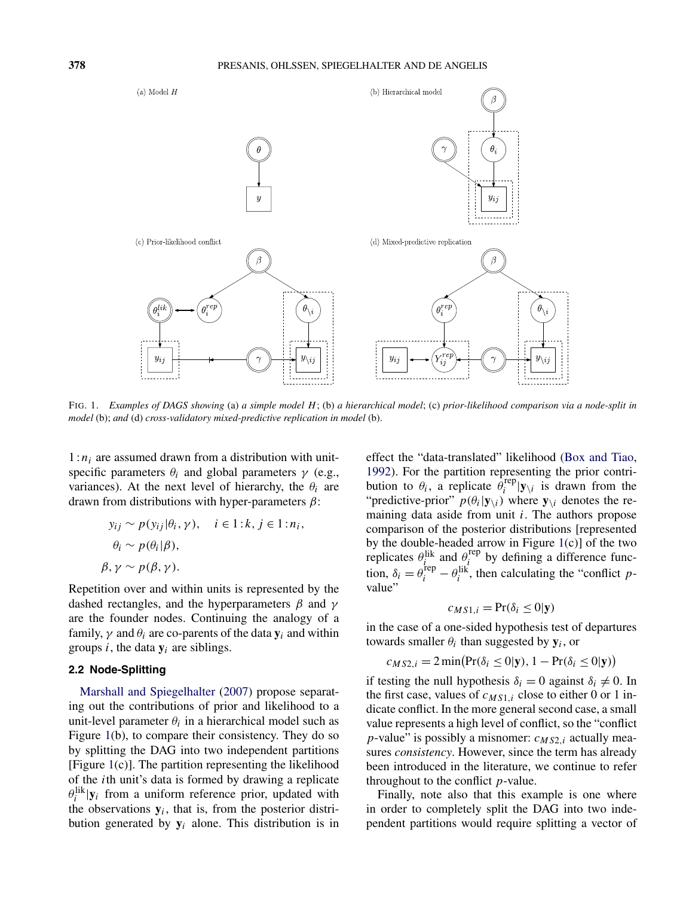FIG. 1. *Examples of DAGS showing* (a) *a simple model* $H$; (b) *a hierarchical model*; (c) *prior-likelihood comparison via a node-split in model* (b); *and* (d) *cross-validatory mixed-predictive replication in model* (b).

$1:n_i$ are assumed drawn from a distribution with unit-specific parameters $\theta_i$ and global parameters $\gamma$ (e.g., variances). At the next level of hierarchy, the $\theta_i$ are drawn from distributions with hyper-parameters $\beta$:

$$y_{ij} \sim p(y_{ij}|\theta_i, \gamma), \quad i \in 1:k, j \in 1:n_i,$$
$$\theta_i \sim p(\theta_i|\beta),$$
$$\beta, \gamma \sim p(\beta, \gamma).$$

Repetition over and within units is represented by the dashed rectangles, and the hyperparameters $\beta$ and $\gamma$ are the founder nodes. Continuing the analogy of a family, $\gamma$ and $\theta_i$ are co-parents of the data $\mathbf{y}_i$ and within groups $i$, the data $\mathbf{y}_i$ are siblings.

### 2.2 Node-Splitting

Marshall and Spiegelhalter (2007) propose separating out the contributions of prior and likelihood to a unit-level parameter $\theta_i$ in a hierarchical model such as Figure 1(b), to compare their consistency. They do so by splitting the DAG into two independent partitions [Figure 1(c)]. The partition representing the likelihood of the $i$th unit's data is formed by drawing a replicate $\theta_i^{\text{lik}}|\mathbf{y}_i$ from a uniform reference prior, updated with the observations $\mathbf{y}_i$, that is, from the posterior distribution generated by $\mathbf{y}_i$ alone. This distribution is in effect the "data-translated" likelihood (Box and Tiao, 1992). For the partition representing the prior contribution to $\theta_i$, a replicate $\theta_i^{\text{rep}}|\mathbf{y}_{\setminus i}$ is drawn from the "predictive-prior" $p(\theta_i|\mathbf{y}_{\setminus i})$ where $\mathbf{y}_{\setminus i}$ denotes the remaining data aside from unit $i$. The authors propose comparison of the posterior distributions [represented by the double-headed arrow in Figure 1(c)] of the two replicates $\theta_i^{\text{lik}}$ and $\theta_i^{\text{rep}}$ by defining a difference function, $\delta_i = \theta_i^{\text{rep}} - \theta_i^{\text{lik}}$, then calculating the "conflict $p$-value"

$$c_{MS1,i} = \Pr(\delta_i \le 0|\mathbf{y})$$

in the case of a one-sided hypothesis test of departures towards smaller $\theta_i$ than suggested by $\mathbf{y}_i$, or

$$c_{MS2,i} = 2\min\bigl(\Pr(\delta_i \le 0|\mathbf{y}), 1 - \Pr(\delta_i \le 0|\mathbf{y})\bigr)$$

if testing the null hypothesis $\delta_i = 0$ against $\delta_i \ne 0$. In the first case, values of $c_{MS1,i}$ close to either 0 or 1 indicate conflict. In the more general second case, a small value represents a high level of conflict, so the "conflict $p$-value" is possibly a misnomer: $c_{MS2,i}$ actually measures *consistency*. However, since the term has already been introduced in the literature, we continue to refer throughout to the conflict $p$-value.

Finally, note also that this example is one where in order to completely split the DAG into two independent partitions would require splitting a vector of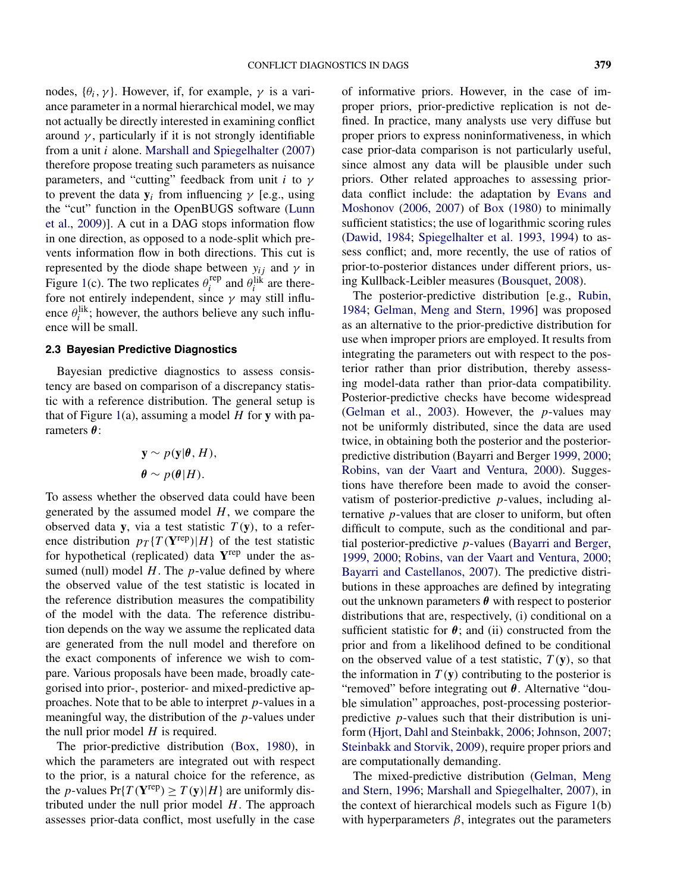nodes, $\{\theta_i, \gamma\}$. However, if, for example, $\gamma$ is a variance parameter in a normal hierarchical model, we may not actually be directly interested in examining conflict around $\gamma$, particularly if it is not strongly identifiable from a unit $i$ alone. Marshall and Spiegelhalter (2007) therefore propose treating such parameters as nuisance parameters, and "cutting" feedback from unit $i$ to $\gamma$ to prevent the data $\mathbf{y}_i$ from influencing $\gamma$ [e.g., using the "cut" function in the OpenBUGS software (Lunn et al., 2009)]. A cut in a DAG stops information flow in one direction, as opposed to a node-split which prevents information flow in both directions. This cut is represented by the diode shape between $y_{ij}$ and $\gamma$ in Figure 1(c). The two replicates $\theta_i^{\text{rep}}$ and $\theta_i^{\text{lik}}$ are therefore not entirely independent, since $\gamma$ may still influence $\theta_i^{\text{lik}}$; however, the authors believe any such influence will be small.

### 2.3 Bayesian Predictive Diagnostics

Bayesian predictive diagnostics to assess consistency are based on comparison of a discrepancy statistic with a reference distribution. The general setup is that of Figure 1(a), assuming a model $H$ for $\mathbf{y}$ with parameters $\boldsymbol{\theta}$:

$$\mathbf{y} \sim p(\mathbf{y}|\boldsymbol{\theta}, H),$$
$$\boldsymbol{\theta} \sim p(\boldsymbol{\theta}|H).$$

To assess whether the observed data could have been generated by the assumed model $H$, we compare the observed data $\mathbf{y}$, via a test statistic $T(\mathbf{y})$, to a reference distribution $p_T\{T(\mathbf{Y}^{\text{rep}})|H\}$ of the test statistic for hypothetical (replicated) data $\mathbf{Y}^{\text{rep}}$ under the assumed (null) model $H$. The $p$-value defined by where the observed value of the test statistic is located in the reference distribution measures the compatibility of the model with the data. The reference distribution depends on the way we assume the replicated data are generated from the null model and therefore on the exact components of inference we wish to compare. Various proposals have been made, broadly categorised into prior-, posterior- and mixed-predictive approaches. Note that to be able to interpret $p$-values in a meaningful way, the distribution of the $p$-values under the null prior model $H$ is required.

The prior-predictive distribution (Box, 1980), in which the parameters are integrated out with respect to the prior, is a natural choice for the reference, as the $p$-values $\Pr\{T(\mathbf{Y}^{\text{rep}}) \geq T(\mathbf{y})|H\}$ are uniformly distributed under the null prior model $H$. The approach assesses prior-data conflict, most usefully in the case of informative priors. However, in the case of improper priors, prior-predictive replication is not defined. In practice, many analysts use very diffuse but proper priors to express noninformativeness, in which case prior-data comparison is not particularly useful, since almost any data will be plausible under such priors. Other related approaches to assessing prior-data conflict include: the adaptation by Evans and Moshonov (2006, 2007) of Box (1980) to minimally sufficient statistics; the use of logarithmic scoring rules (Dawid, 1984; Spiegelhalter et al. 1993, 1994) to assess conflict; and, more recently, the use of ratios of prior-to-posterior distances under different priors, using Kullback-Leibler measures (Bousquet, 2008).

The posterior-predictive distribution [e.g., Rubin, 1984; Gelman, Meng and Stern, 1996] was proposed as an alternative to the prior-predictive distribution for use when improper priors are employed. It results from integrating the parameters out with respect to the posterior rather than prior distribution, thereby assessing model-data rather than prior-data compatibility. Posterior-predictive checks have become widespread (Gelman et al., 2003). However, the $p$-values may not be uniformly distributed, since the data are used twice, in obtaining both the posterior and the posterior-predictive distribution (Bayarri and Berger 1999, 2000; Robins, van der Vaart and Ventura, 2000). Suggestions have therefore been made to avoid the conservatism of posterior-predictive $p$-values, including alternative $p$-values that are closer to uniform, but often difficult to compute, such as the conditional and partial posterior-predictive $p$-values (Bayarri and Berger, 1999, 2000; Robins, van der Vaart and Ventura, 2000; Bayarri and Castellanos, 2007). The predictive distributions in these approaches are defined by integrating out the unknown parameters $\boldsymbol{\theta}$ with respect to posterior distributions that are, respectively, (i) conditional on a sufficient statistic for $\boldsymbol{\theta}$; and (ii) constructed from the prior and from a likelihood defined to be conditional on the observed value of a test statistic, $T(\mathbf{y})$, so that the information in $T(\mathbf{y})$ contributing to the posterior is "removed" before integrating out $\boldsymbol{\theta}$. Alternative "double simulation" approaches, post-processing posterior-predictive $p$-values such that their distribution is uniform (Hjort, Dahl and Steinbakk, 2006; Johnson, 2007; Steinbakk and Storvik, 2009), require proper priors and are computationally demanding.

The mixed-predictive distribution (Gelman, Meng and Stern, 1996; Marshall and Spiegelhalter, 2007), in the context of hierarchical models such as Figure 1(b) with hyperparameters $\beta$, integrates out the parameters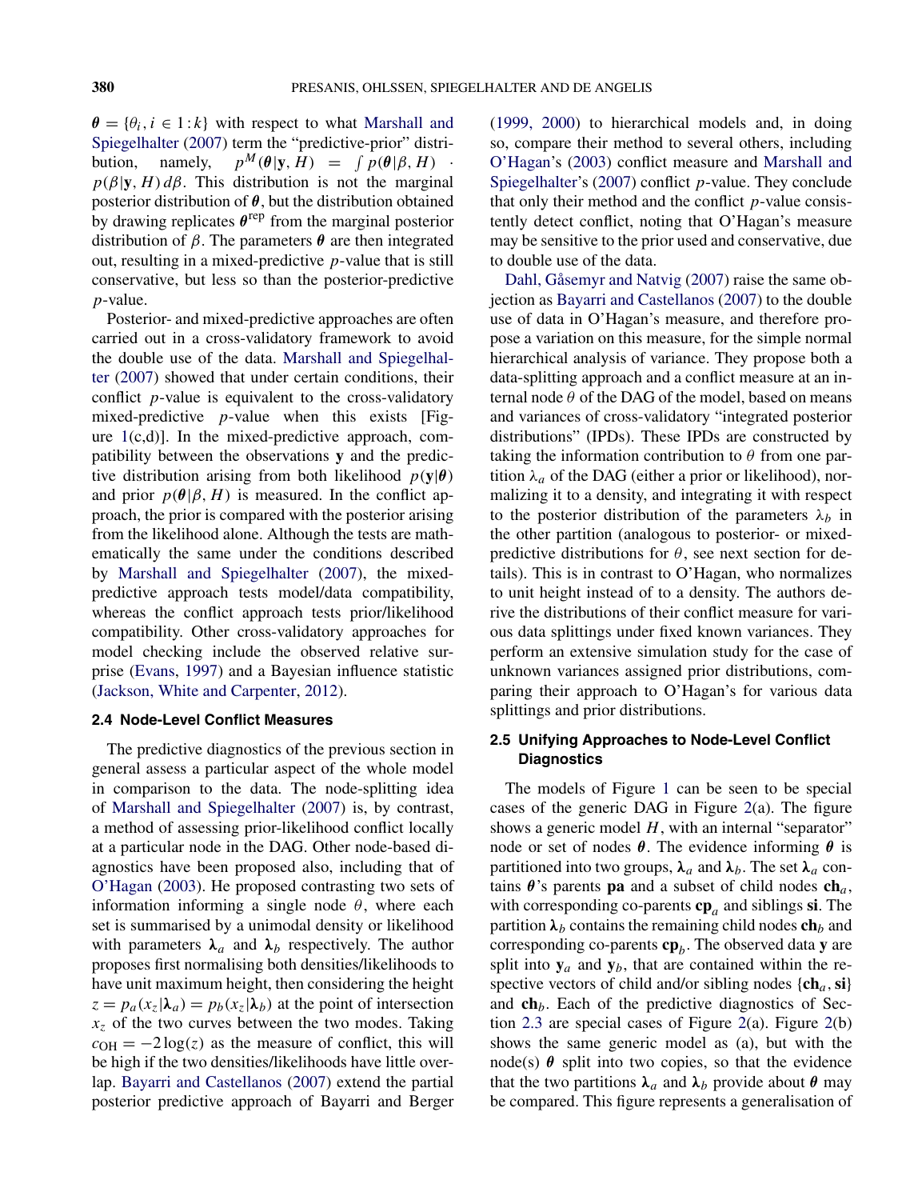$\boldsymbol{\theta} = \{\theta_i, i \in 1:k\}$ with respect to what Marshall and Spiegelhalter (2007) term the "predictive-prior" distribution, namely, $p^M(\boldsymbol{\theta}|\mathbf{y}, H) = \int p(\boldsymbol{\theta}|\beta, H) \cdot p(\beta|\mathbf{y}, H)\, d\beta$. This distribution is not the marginal posterior distribution of $\boldsymbol{\theta}$, but the distribution obtained by drawing replicates $\boldsymbol{\theta}^{\text{rep}}$ from the marginal posterior distribution of $\beta$. The parameters $\boldsymbol{\theta}$ are then integrated out, resulting in a mixed-predictive $p$-value that is still conservative, but less so than the posterior-predictive $p$-value.

Posterior- and mixed-predictive approaches are often carried out in a cross-validatory framework to avoid the double use of the data. Marshall and Spiegelhalter (2007) showed that under certain conditions, their conflict $p$-value is equivalent to the cross-validatory mixed-predictive $p$-value when this exists [Figure 1(c,d)]. In the mixed-predictive approach, compatibility between the observations $\mathbf{y}$ and the predictive distribution arising from both likelihood $p(\mathbf{y}|\boldsymbol{\theta})$ and prior $p(\boldsymbol{\theta}|\beta, H)$ is measured. In the conflict approach, the prior is compared with the posterior arising from the likelihood alone. Although the tests are mathematically the same under the conditions described by Marshall and Spiegelhalter (2007), the mixed-predictive approach tests model/data compatibility, whereas the conflict approach tests prior/likelihood compatibility. Other cross-validatory approaches for model checking include the observed relative surprise (Evans, 1997) and a Bayesian influence statistic (Jackson, White and Carpenter, 2012).

### 2.4 Node-Level Conflict Measures

The predictive diagnostics of the previous section in general assess a particular aspect of the whole model in comparison to the data. The node-splitting idea of Marshall and Spiegelhalter (2007) is, by contrast, a method of assessing prior-likelihood conflict locally at a particular node in the DAG. Other node-based diagnostics have been proposed also, including that of O'Hagan (2003). He proposed contrasting two sets of information informing a single node $\theta$, where each set is summarised by a unimodal density or likelihood with parameters $\boldsymbol{\lambda}_a$ and $\boldsymbol{\lambda}_b$ respectively. The author proposes first normalising both densities/likelihoods to have unit maximum height, then considering the height $z = p_a(x_z|\boldsymbol{\lambda}_a) = p_b(x_z|\boldsymbol{\lambda}_b)$ at the point of intersection $x_z$ of the two curves between the two modes. Taking $c_{\text{OH}} = -2\log(z)$ as the measure of conflict, this will be high if the two densities/likelihoods have little overlap. Bayarri and Castellanos (2007) extend the partial posterior predictive approach of Bayarri and Berger (1999, 2000) to hierarchical models and, in doing so, compare their method to several others, including O'Hagan's (2003) conflict measure and Marshall and Spiegelhalter's (2007) conflict $p$-value. They conclude that only their method and the conflict $p$-value consistently detect conflict, noting that O'Hagan's measure may be sensitive to the prior used and conservative, due to double use of the data.

Dahl, Gåsemyr and Natvig (2007) raise the same objection as Bayarri and Castellanos (2007) to the double use of data in O'Hagan's measure, and therefore propose a variation on this measure, for the simple normal hierarchical analysis of variance. They propose both a data-splitting approach and a conflict measure at an internal node $\theta$ of the DAG of the model, based on means and variances of cross-validatory "integrated posterior distributions" (IPDs). These IPDs are constructed by taking the information contribution to $\theta$ from one partition $\lambda_a$ of the DAG (either a prior or likelihood), normalizing it to a density, and integrating it with respect to the posterior distribution of the parameters $\lambda_b$ in the other partition (analogous to posterior- or mixed-predictive distributions for $\theta$, see next section for details). This is in contrast to O'Hagan, who normalizes to unit height instead of to a density. The authors derive the distributions of their conflict measure for various data splittings under fixed known variances. They perform an extensive simulation study for the case of unknown variances assigned prior distributions, comparing their approach to O'Hagan's for various data splittings and prior distributions.

### 2.5 Unifying Approaches to Node-Level Conflict Diagnostics

The models of Figure 1 can be seen to be special cases of the generic DAG in Figure 2(a). The figure shows a generic model $H$, with an internal "separator" node or set of nodes $\boldsymbol{\theta}$. The evidence informing $\boldsymbol{\theta}$ is partitioned into two groups, $\boldsymbol{\lambda}_a$ and $\boldsymbol{\lambda}_b$. The set $\boldsymbol{\lambda}_a$ contains $\boldsymbol{\theta}$'s parents $\mathbf{pa}$ and a subset of child nodes $\mathbf{ch}_a$, with corresponding co-parents $\mathbf{cp}_a$ and siblings $\mathbf{si}$. The partition $\boldsymbol{\lambda}_b$ contains the remaining child nodes $\mathbf{ch}_b$ and corresponding co-parents $\mathbf{cp}_b$. The observed data $\mathbf{y}$ are split into $\mathbf{y}_a$ and $\mathbf{y}_b$, that are contained within the respective vectors of child and/or sibling nodes $\{\mathbf{ch}_a, \mathbf{si}\}$ and $\mathbf{ch}_b$. Each of the predictive diagnostics of Section 2.3 are special cases of Figure 2(a). Figure 2(b) shows the same generic model as (a), but with the node(s) $\boldsymbol{\theta}$ split into two copies, so that the evidence that the two partitions $\boldsymbol{\lambda}_a$ and $\boldsymbol{\lambda}_b$ provide about $\boldsymbol{\theta}$ may be compared. This figure represents a generalisation of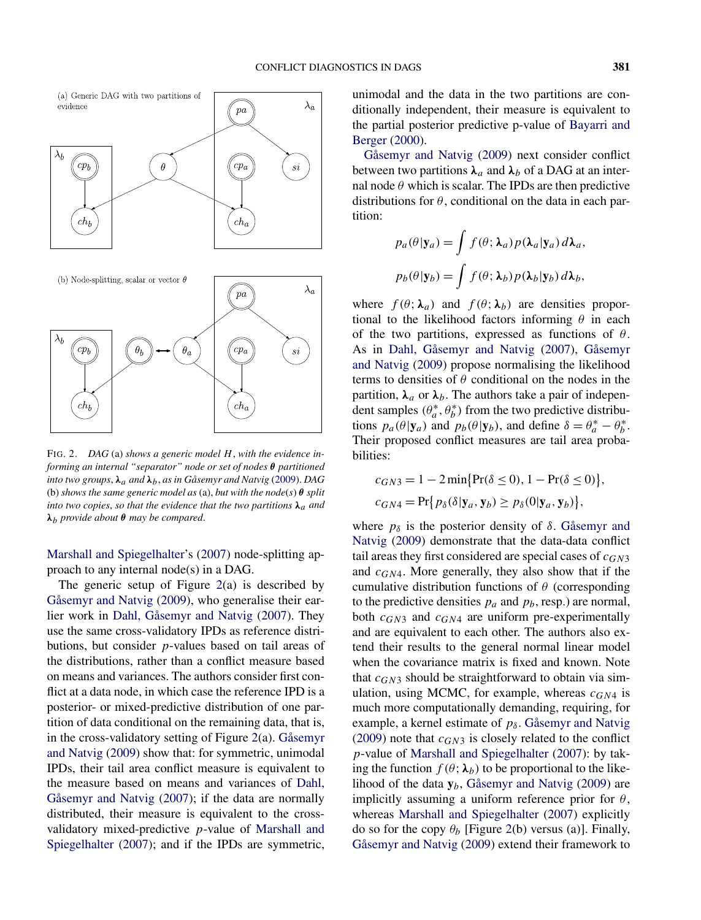FIG. 2. *DAG* (a) *shows a generic model* $H$, *with the evidence informing an internal "separator" node or set of nodes* $\boldsymbol{\theta}$ *partitioned into two groups*, $\boldsymbol{\lambda}_a$ *and* $\boldsymbol{\lambda}_b$, *as in Gåsemyr and Natvig* (2009). *DAG* (b) *shows the same generic model as* (a), *but with the node(s)* $\boldsymbol{\theta}$ *split into two copies, so that the evidence that the two partitions* $\boldsymbol{\lambda}_a$ *and* $\boldsymbol{\lambda}_b$ *provide about* $\boldsymbol{\theta}$ *may be compared.*

Marshall and Spiegelhalter's (2007) node-splitting approach to any internal node(s) in a DAG.

The generic setup of Figure 2(a) is described by Gåsemyr and Natvig (2009), who generalise their earlier work in Dahl, Gåsemyr and Natvig (2007). They use the same cross-validatory IPDs as reference distributions, but consider $p$-values based on tail areas of the distributions, rather than a conflict measure based on means and variances. The authors consider first conflict at a data node, in which case the reference IPD is a posterior- or mixed-predictive distribution of one partition of data conditional on the remaining data, that is, in the cross-validatory setting of Figure 2(a). Gåsemyr and Natvig (2009) show that: for symmetric, unimodal IPDs, their tail area conflict measure is equivalent to the measure based on means and variances of Dahl, Gåsemyr and Natvig (2007); if the data are normally distributed, their measure is equivalent to the cross-validatory mixed-predictive $p$-value of Marshall and Spiegelhalter (2007); and if the IPDs are symmetric, unimodal and the data in the two partitions are conditionally independent, their measure is equivalent to the partial posterior predictive p-value of Bayarri and Berger (2000).

Gåsemyr and Natvig (2009) next consider conflict between two partitions $\boldsymbol{\lambda}_a$ and $\boldsymbol{\lambda}_b$ of a DAG at an internal node $\theta$ which is scalar. The IPDs are then predictive distributions for $\theta$, conditional on the data in each partition:

$$p_a(\theta|\mathbf{y}_a) = \int f(\theta; \boldsymbol{\lambda}_a) p(\boldsymbol{\lambda}_a|\mathbf{y}_a)\, d\boldsymbol{\lambda}_a,$$

$$p_b(\theta|\mathbf{y}_b) = \int f(\theta; \boldsymbol{\lambda}_b) p(\boldsymbol{\lambda}_b|\mathbf{y}_b)\, d\boldsymbol{\lambda}_b,$$

where $f(\theta; \boldsymbol{\lambda}_a)$ and $f(\theta; \boldsymbol{\lambda}_b)$ are densities proportional to the likelihood factors informing $\theta$ in each of the two partitions, expressed as functions of $\theta$. As in Dahl, Gåsemyr and Natvig (2007), Gåsemyr and Natvig (2009) propose normalising the likelihood terms to densities of $\theta$ conditional on the nodes in the partition, $\boldsymbol{\lambda}_a$ or $\boldsymbol{\lambda}_b$. The authors take a pair of independent samples $(\theta_a^*, \theta_b^*)$ from the two predictive distributions $p_a(\theta|\mathbf{y}_a)$ and $p_b(\theta|\mathbf{y}_b)$, and define $\delta = \theta_a^* - \theta_b^*$. Their proposed conflict measures are tail area probabilities:

$$c_{GN3} = 1 - 2\min\{\Pr(\delta \leq 0), 1 - \Pr(\delta \leq 0)\},$$

$$c_{GN4} = \Pr\{p_\delta(\delta|\mathbf{y}_a, \mathbf{y}_b) \geq p_\delta(0|\mathbf{y}_a, \mathbf{y}_b)\},$$

where $p_\delta$ is the posterior density of $\delta$. Gåsemyr and Natvig (2009) demonstrate that the data-data conflict tail areas they first considered are special cases of $c_{GN3}$ and $c_{GN4}$. More generally, they also show that if the cumulative distribution functions of $\theta$ (corresponding to the predictive densities $p_a$ and $p_b$, resp.) are normal, both $c_{GN3}$ and $c_{GN4}$ are uniform pre-experimentally and are equivalent to each other. The authors also extend their results to the general normal linear model when the covariance matrix is fixed and known. Note that $c_{GN3}$ should be straightforward to obtain via simulation, using MCMC, for example, whereas $c_{GN4}$ is much more computationally demanding, requiring, for example, a kernel estimate of $p_\delta$. Gåsemyr and Natvig (2009) note that $c_{GN3}$ is closely related to the conflict $p$-value of Marshall and Spiegelhalter (2007): by taking the function $f(\theta; \boldsymbol{\lambda}_b)$ to be proportional to the likelihood of the data $\mathbf{y}_b$, Gåsemyr and Natvig (2009) are implicitly assuming a uniform reference prior for $\theta$, whereas Marshall and Spiegelhalter (2007) explicitly do so for the copy $\theta_b$ [Figure 2(b) versus (a)]. Finally, Gåsemyr and Natvig (2009) extend their framework to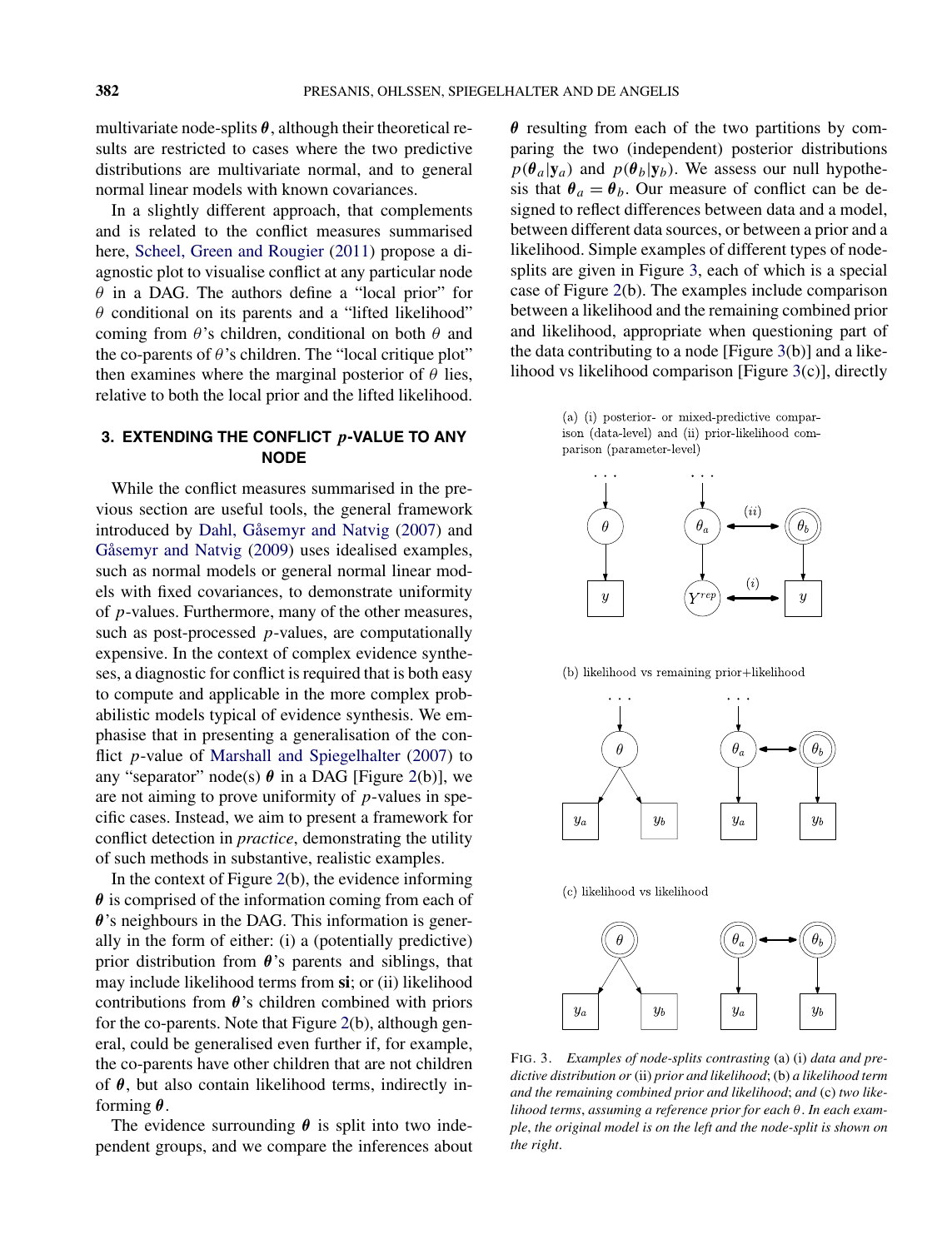multivariate node-splits $\boldsymbol{\theta}$, although their theoretical results are restricted to cases where the two predictive distributions are multivariate normal, and to general normal linear models with known covariances.

In a slightly different approach, that complements and is related to the conflict measures summarised here, Scheel, Green and Rougier (2011) propose a diagnostic plot to visualise conflict at any particular node $\theta$ in a DAG. The authors define a "local prior" for $\theta$ conditional on its parents and a "lifted likelihood" coming from $\theta$'s children, conditional on both $\theta$ and the co-parents of $\theta$'s children. The "local critique plot" then examines where the marginal posterior of $\theta$ lies, relative to both the local prior and the lifted likelihood.

## 3. EXTENDING THE CONFLICT $p$-VALUE TO ANY NODE

While the conflict measures summarised in the previous section are useful tools, the general framework introduced by Dahl, Gåsemyr and Natvig (2007) and Gåsemyr and Natvig (2009) uses idealised examples, such as normal models or general normal linear models with fixed covariances, to demonstrate uniformity of $p$-values. Furthermore, many of the other measures, such as post-processed $p$-values, are computationally expensive. In the context of complex evidence syntheses, a diagnostic for conflict is required that is both easy to compute and applicable in the more complex probabilistic models typical of evidence synthesis. We emphasise that in presenting a generalisation of the conflict $p$-value of Marshall and Spiegelhalter (2007) to any "separator" node(s) $\boldsymbol{\theta}$ in a DAG [Figure 2(b)], we are not aiming to prove uniformity of $p$-values in specific cases. Instead, we aim to present a framework for conflict detection in *practice*, demonstrating the utility of such methods in substantive, realistic examples.

In the context of Figure 2(b), the evidence informing $\boldsymbol{\theta}$ is comprised of the information coming from each of $\boldsymbol{\theta}$'s neighbours in the DAG. This information is generally in the form of either: (i) a (potentially predictive) prior distribution from $\boldsymbol{\theta}$'s parents and siblings, that may include likelihood terms from **si**; or (ii) likelihood contributions from $\boldsymbol{\theta}$'s children combined with priors for the co-parents. Note that Figure 2(b), although general, could be generalised even further if, for example, the co-parents have other children that are not children of $\boldsymbol{\theta}$, but also contain likelihood terms, indirectly informing $\boldsymbol{\theta}$.

The evidence surrounding $\boldsymbol{\theta}$ is split into two independent groups, and we compare the inferences about $\boldsymbol{\theta}$ resulting from each of the two partitions by comparing the two (independent) posterior distributions $p(\boldsymbol{\theta}_a|\mathbf{y}_a)$ and $p(\boldsymbol{\theta}_b|\mathbf{y}_b)$. We assess our null hypothesis that $\boldsymbol{\theta}_a = \boldsymbol{\theta}_b$. Our measure of conflict can be designed to reflect differences between data and a model, between different data sources, or between a prior and a likelihood. Simple examples of different types of node-splits are given in Figure 3, each of which is a special case of Figure 2(b). The examples include comparison between a likelihood and the remaining combined prior and likelihood, appropriate when questioning part of the data contributing to a node [Figure 3(b)] and a likelihood vs likelihood comparison [Figure 3(c)], directly

(a) (i) posterior- or mixed-predictive comparison (data-level) and (ii) prior-likelihood comparison (parameter-level)

(b) likelihood vs remaining prior+likelihood

(c) likelihood vs likelihood

FIG. 3. *Examples of node-splits contrasting* (a) (i) *data and predictive distribution or* (ii) *prior and likelihood*; (b) *a likelihood term and the remaining combined prior and likelihood*; *and* (c) *two likelihood terms*, *assuming a reference prior for each* $\theta$. *In each example*, *the original model is on the left and the node-split is shown on the right*.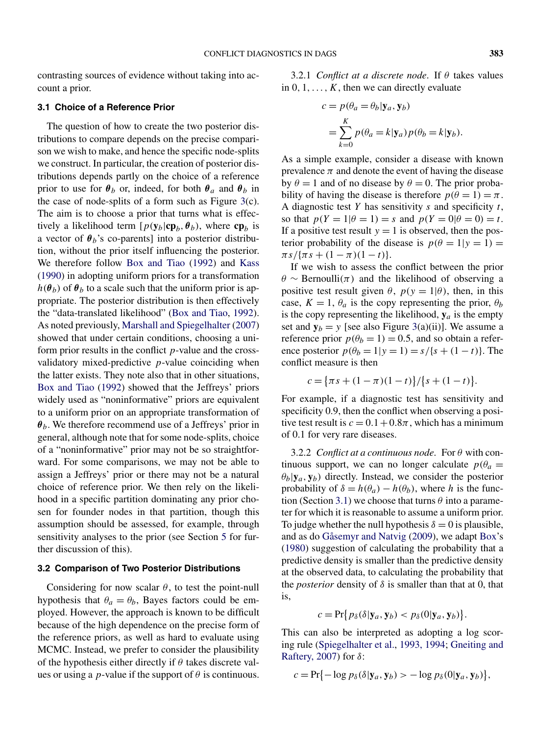contrasting sources of evidence without taking into account a prior.

### 3.1 Choice of a Reference Prior

The question of how to create the two posterior distributions to compare depends on the precise comparison we wish to make, and hence the specific node-splits we construct. In particular, the creation of posterior distributions depends partly on the choice of a reference prior to use for $\boldsymbol{\theta}_b$ or, indeed, for both $\boldsymbol{\theta}_a$ and $\boldsymbol{\theta}_b$ in the case of node-splits of a form such as Figure 3(c). The aim is to choose a prior that turns what is effectively a likelihood term [$p(\mathbf{y}_b|\mathbf{cp}_b, \boldsymbol{\theta}_b)$, where $\mathbf{cp}_b$ is a vector of $\boldsymbol{\theta}_b$'s co-parents] into a posterior distribution, without the prior itself influencing the posterior. We therefore follow Box and Tiao (1992) and Kass (1990) in adopting uniform priors for a transformation $h(\boldsymbol{\theta}_b)$ of $\boldsymbol{\theta}_b$ to a scale such that the uniform prior is appropriate. The posterior distribution is then effectively the "data-translated likelihood" (Box and Tiao, 1992). As noted previously, Marshall and Spiegelhalter (2007) showed that under certain conditions, choosing a uniform prior results in the conflict $p$-value and the cross-validatory mixed-predictive $p$-value coinciding when the latter exists. They note also that in other situations, Box and Tiao (1992) showed that the Jeffreys' priors widely used as "noninformative" priors are equivalent to a uniform prior on an appropriate transformation of $\boldsymbol{\theta}_b$. We therefore recommend use of a Jeffreys' prior in general, although note that for some node-splits, choice of a "noninformative" prior may not be so straightforward. For some comparisons, we may not be able to assign a Jeffreys' prior or there may not be a natural choice of reference prior. We then rely on the likelihood in a specific partition dominating any prior chosen for founder nodes in that partition, though this assumption should be assessed, for example, through sensitivity analyses to the prior (see Section 5 for further discussion of this).

### 3.2 Comparison of Two Posterior Distributions

Considering for now scalar $\theta$, to test the point-null hypothesis that $\theta_a = \theta_b$, Bayes factors could be employed. However, the approach is known to be difficult because of the high dependence on the precise form of the reference priors, as well as hard to evaluate using MCMC. Instead, we prefer to consider the plausibility of the hypothesis either directly if $\theta$ takes discrete values or using a $p$-value if the support of $\theta$ is continuous.

3.2.1 *Conflict at a discrete node.* If $\theta$ takes values in $0, 1, \dots, K$, then we can directly evaluate

$$
\begin{aligned}
c &= p(\theta_a = \theta_b|\mathbf{y}_a, \mathbf{y}_b) \\
&= \sum_{k=0}^{K} p(\theta_a = k|\mathbf{y}_a)p(\theta_b = k|\mathbf{y}_b).
\end{aligned}
$$

As a simple example, consider a disease with known prevalence $\pi$ and denote the event of having the disease by $\theta = 1$ and of no disease by $\theta = 0$. The prior probability of having the disease is therefore $p(\theta = 1) = \pi$. A diagnostic test $Y$ has sensitivity $s$ and specificity $t$, so that $p(Y = 1|\theta = 1) = s$ and $p(Y = 0|\theta = 0) = t$. If a positive test result $y = 1$ is observed, then the posterior probability of the disease is $p(\theta = 1|y = 1) = \pi s/\{\pi s + (1 - \pi)(1 - t)\}$.

If we wish to assess the conflict between the prior $\theta \sim \text{Bernoulli}(\pi)$ and the likelihood of observing a positive test result given $\theta$, $p(y = 1|\theta)$, then, in this case, $K = 1$, $\theta_a$ is the copy representing the prior, $\theta_b$ is the copy representing the likelihood, $\mathbf{y}_a$ is the empty set and $\mathbf{y}_b = y$ [see also Figure 3(a)(ii)]. We assume a reference prior $p(\theta_b = 1) = 0.5$, and so obtain a reference posterior $p(\theta_b = 1|y = 1) = s/\{s + (1 - t)\}$. The conflict measure is then

$$
c = \{\pi s + (1 - \pi)(1 - t)\}/\{s + (1 - t)\}.
$$

For example, if a diagnostic test has sensitivity and specificity 0.9, then the conflict when observing a positive test result is $c = 0.1 + 0.8\pi$, which has a minimum of 0.1 for very rare diseases.

3.2.2 *Conflict at a continuous node.* For $\theta$ with continuous support, we can no longer calculate $p(\theta_a = \theta_b|\mathbf{y}_a, \mathbf{y}_b)$ directly. Instead, we consider the posterior probability of $\delta = h(\theta_a) - h(\theta_b)$, where $h$ is the function (Section 3.1) we choose that turns $\theta$ into a parameter for which it is reasonable to assume a uniform prior. To judge whether the null hypothesis $\delta = 0$ is plausible, and as do Gåsemyr and Natvig (2009), we adapt Box's (1980) suggestion of calculating the probability that a predictive density is smaller than the predictive density at the observed data, to calculating the probability that the *posterior* density of $\delta$ is smaller than that at 0, that is,

$$
c = \Pr\{p_\delta(\delta|\mathbf{y}_a, \mathbf{y}_b) < p_\delta(0|\mathbf{y}_a, \mathbf{y}_b)\}.
$$

This can also be interpreted as adopting a log scoring rule (Spiegelhalter et al., 1993, 1994; Gneiting and Raftery, 2007) for $\delta$:

$$
c = \Pr\{-\log p_\delta(\delta|\mathbf{y}_a, \mathbf{y}_b) > -\log p_\delta(0|\mathbf{y}_a, \mathbf{y}_b)\},
$$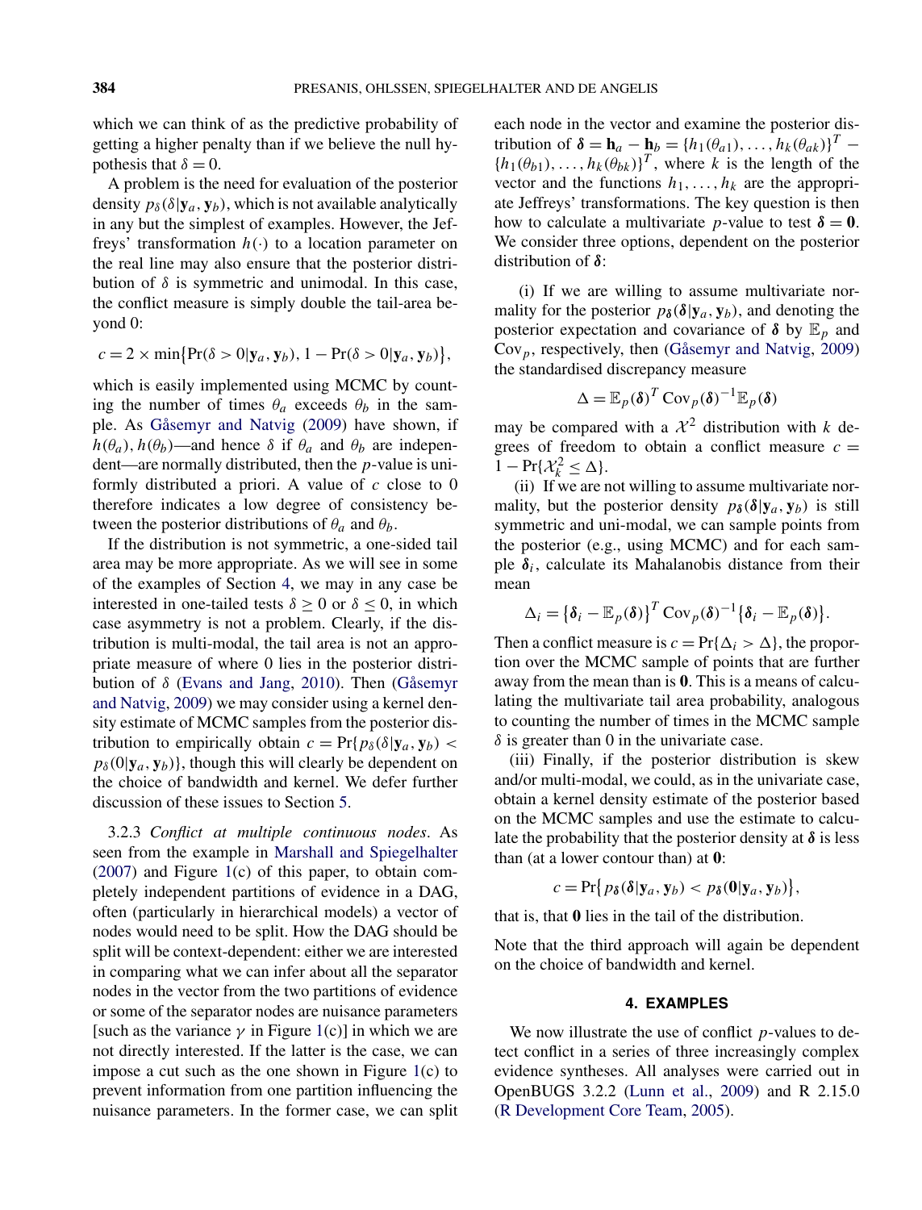which we can think of as the predictive probability of getting a higher penalty than if we believe the null hypothesis that $\delta = 0$.

A problem is the need for evaluation of the posterior density $p_\delta(\delta|\mathbf{y}_a, \mathbf{y}_b)$, which is not available analytically in any but the simplest of examples. However, the Jeffreys' transformation $h(\cdot)$ to a location parameter on the real line may also ensure that the posterior distribution of $\delta$ is symmetric and unimodal. In this case, the conflict measure is simply double the tail-area beyond 0:

$$c = 2 \times \min\{\Pr(\delta > 0|\mathbf{y}_a, \mathbf{y}_b), 1 - \Pr(\delta > 0|\mathbf{y}_a, \mathbf{y}_b)\},$$

which is easily implemented using MCMC by counting the number of times $\theta_a$ exceeds $\theta_b$ in the sample. As Gåsemyr and Natvig (2009) have shown, if $h(\theta_a), h(\theta_b)$—and hence $\delta$ if $\theta_a$ and $\theta_b$ are independent—are normally distributed, then the $p$-value is uniformly distributed a priori. A value of $c$ close to 0 therefore indicates a low degree of consistency between the posterior distributions of $\theta_a$ and $\theta_b$.

If the distribution is not symmetric, a one-sided tail area may be more appropriate. As we will see in some of the examples of Section 4, we may in any case be interested in one-tailed tests $\delta \geq 0$ or $\delta \leq 0$, in which case asymmetry is not a problem. Clearly, if the distribution is multi-modal, the tail area is not an appropriate measure of where 0 lies in the posterior distribution of $\delta$ (Evans and Jang, 2010). Then (Gåsemyr and Natvig, 2009) we may consider using a kernel density estimate of MCMC samples from the posterior distribution to empirically obtain $c = \Pr\{p_\delta(\delta|\mathbf{y}_a, \mathbf{y}_b) < p_\delta(0|\mathbf{y}_a, \mathbf{y}_b)\}$, though this will clearly be dependent on the choice of bandwidth and kernel. We defer further discussion of these issues to Section 5.

3.2.3 *Conflict at multiple continuous nodes*. As seen from the example in Marshall and Spiegelhalter (2007) and Figure 1(c) of this paper, to obtain completely independent partitions of evidence in a DAG, often (particularly in hierarchical models) a vector of nodes would need to be split. How the DAG should be split will be context-dependent: either we are interested in comparing what we can infer about all the separator nodes in the vector from the two partitions of evidence or some of the separator nodes are nuisance parameters [such as the variance $\gamma$ in Figure 1(c)] in which we are not directly interested. If the latter is the case, we can impose a cut such as the one shown in Figure 1(c) to prevent information from one partition influencing the nuisance parameters. In the former case, we can split each node in the vector and examine the posterior distribution of $\boldsymbol{\delta} = \mathbf{h}_a - \mathbf{h}_b = \{h_1(\theta_{a1}), \ldots, h_k(\theta_{ak})\}^T - \{h_1(\theta_{b1}), \ldots, h_k(\theta_{bk})\}^T$, where $k$ is the length of the vector and the functions $h_1, \ldots, h_k$ are the appropriate Jeffreys' transformations. The key question is then how to calculate a multivariate $p$-value to test $\boldsymbol{\delta} = \mathbf{0}$. We consider three options, dependent on the posterior distribution of $\boldsymbol{\delta}$:

(i) If we are willing to assume multivariate normality for the posterior $p_{\boldsymbol{\delta}}(\boldsymbol{\delta}|\mathbf{y}_a, \mathbf{y}_b)$, and denoting the posterior expectation and covariance of $\boldsymbol{\delta}$ by $\mathbb{E}_p$ and $\mathrm{Cov}_p$, respectively, then (Gåsemyr and Natvig, 2009) the standardised discrepancy measure

$$\Delta = \mathbb{E}_p(\boldsymbol{\delta})^T \,\mathrm{Cov}_p(\boldsymbol{\delta})^{-1} \mathbb{E}_p(\boldsymbol{\delta})$$

may be compared with a $\mathcal{X}^2$ distribution with $k$ degrees of freedom to obtain a conflict measure $c = 1 - \Pr\{\mathcal{X}_k^2 \leq \Delta\}$.

(ii) If we are not willing to assume multivariate normality, but the posterior density $p_{\boldsymbol{\delta}}(\boldsymbol{\delta}|\mathbf{y}_a, \mathbf{y}_b)$ is still symmetric and uni-modal, we can sample points from the posterior (e.g., using MCMC) and for each sample $\boldsymbol{\delta}_i$, calculate its Mahalanobis distance from their mean

$$\Delta_i = \{\boldsymbol{\delta}_i - \mathbb{E}_p(\boldsymbol{\delta})\}^T \,\mathrm{Cov}_p(\boldsymbol{\delta})^{-1} \{\boldsymbol{\delta}_i - \mathbb{E}_p(\boldsymbol{\delta})\}.$$

Then a conflict measure is $c = \Pr\{\Delta_i > \Delta\}$, the proportion over the MCMC sample of points that are further away from the mean than is $\mathbf{0}$. This is a means of calculating the multivariate tail area probability, analogous to counting the number of times in the MCMC sample $\delta$ is greater than 0 in the univariate case.

(iii) Finally, if the posterior distribution is skew and/or multi-modal, we could, as in the univariate case, obtain a kernel density estimate of the posterior based on the MCMC samples and use the estimate to calculate the probability that the posterior density at $\boldsymbol{\delta}$ is less than (at a lower contour than) at $\mathbf{0}$:

$$c = \Pr\{p_{\boldsymbol{\delta}}(\boldsymbol{\delta}|\mathbf{y}_a, \mathbf{y}_b) < p_{\boldsymbol{\delta}}(\mathbf{0}|\mathbf{y}_a, \mathbf{y}_b)\},$$

that is, that $\mathbf{0}$ lies in the tail of the distribution.

Note that the third approach will again be dependent on the choice of bandwidth and kernel.

## 4. EXAMPLES

We now illustrate the use of conflict $p$-values to detect conflict in a series of three increasingly complex evidence syntheses. All analyses were carried out in OpenBUGS 3.2.2 (Lunn et al., 2009) and R 2.15.0 (R Development Core Team, 2005).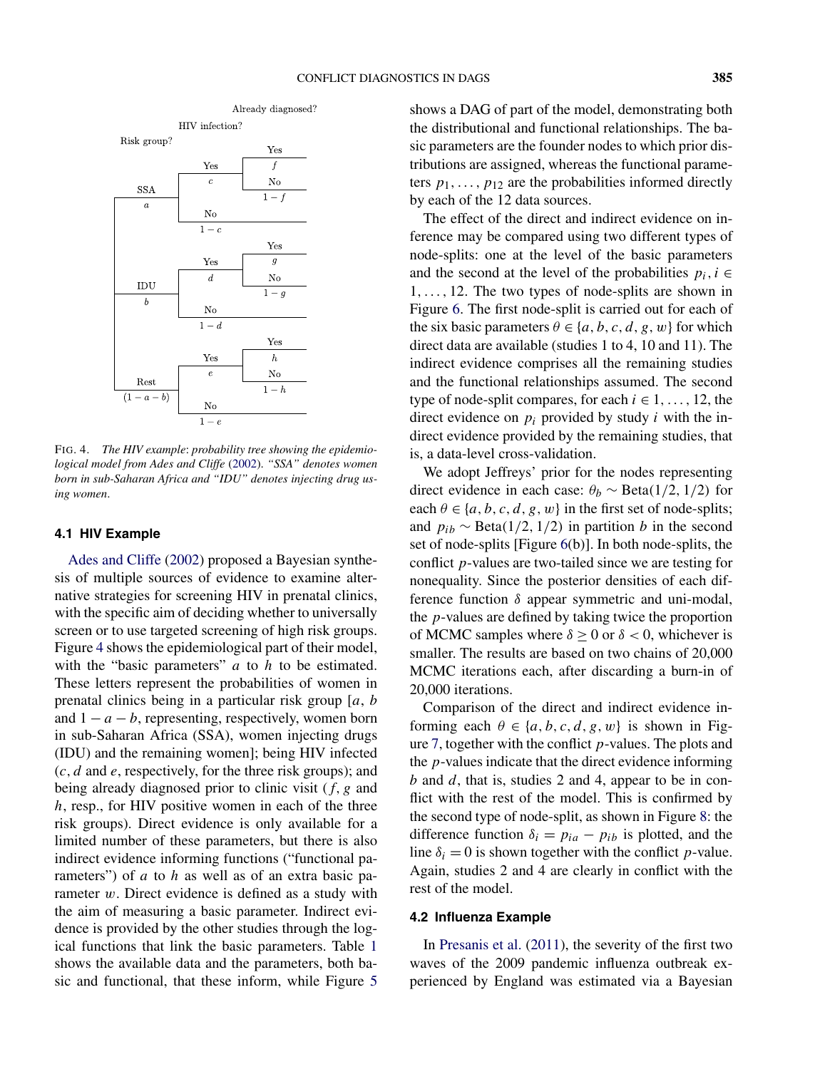FIG. 4. *The HIV example*: *probability tree showing the epidemiological model from Ades and Cliffe (2002). "SSA" denotes women born in sub-Saharan Africa and "IDU" denotes injecting drug using women.*

### 4.1 HIV Example

Ades and Cliffe (2002) proposed a Bayesian synthesis of multiple sources of evidence to examine alternative strategies for screening HIV in prenatal clinics, with the specific aim of deciding whether to universally screen or to use targeted screening of high risk groups. Figure 4 shows the epidemiological part of their model, with the "basic parameters" $a$ to $h$ to be estimated. These letters represent the probabilities of women in prenatal clinics being in a particular risk group [$a$, $b$ and $1 - a - b$, representing, respectively, women born in sub-Saharan Africa (SSA), women injecting drugs (IDU) and the remaining women]; being HIV infected ($c$, $d$ and $e$, respectively, for the three risk groups); and being already diagnosed prior to clinic visit ($f$, $g$ and $h$, resp., for HIV positive women in each of the three risk groups). Direct evidence is only available for a limited number of these parameters, but there is also indirect evidence informing functions ("functional parameters") of $a$ to $h$ as well as of an extra basic parameter $w$. Direct evidence is defined as a study with the aim of measuring a basic parameter. Indirect evidence is provided by the other studies through the logical functions that link the basic parameters. Table 1 shows the available data and the parameters, both basic and functional, that these inform, while Figure 5 shows a DAG of part of the model, demonstrating both the distributional and functional relationships. The basic parameters are the founder nodes to which prior distributions are assigned, whereas the functional parameters $p_1, \dots, p_{12}$ are the probabilities informed directly by each of the 12 data sources.

The effect of the direct and indirect evidence on inference may be compared using two different types of node-splits: one at the level of the basic parameters and the second at the level of the probabilities $p_i, i \in 1, \dots, 12$. The two types of node-splits are shown in Figure 6. The first node-split is carried out for each of the six basic parameters $\theta \in \{a, b, c, d, g, w\}$ for which direct data are available (studies 1 to 4, 10 and 11). The indirect evidence comprises all the remaining studies and the functional relationships assumed. The second type of node-split compares, for each $i \in 1, \dots, 12$, the direct evidence on $p_i$ provided by study $i$ with the indirect evidence provided by the remaining studies, that is, a data-level cross-validation.

We adopt Jeffreys' prior for the nodes representing direct evidence in each case: $\theta_b \sim \text{Beta}(1/2, 1/2)$ for each $\theta \in \{a, b, c, d, g, w\}$ in the first set of node-splits; and $p_{ib} \sim \text{Beta}(1/2, 1/2)$ in partition $b$ in the second set of node-splits [Figure 6(b)]. In both node-splits, the conflict $p$-values are two-tailed since we are testing for nonequality. Since the posterior densities of each difference function $\delta$ appear symmetric and uni-modal, the $p$-values are defined by taking twice the proportion of MCMC samples where $\delta \geq 0$ or $\delta < 0$, whichever is smaller. The results are based on two chains of 20,000 MCMC iterations each, after discarding a burn-in of 20,000 iterations.

Comparison of the direct and indirect evidence informing each $\theta \in \{a, b, c, d, g, w\}$ is shown in Figure 7, together with the conflict $p$-values. The plots and the $p$-values indicate that the direct evidence informing $b$ and $d$, that is, studies 2 and 4, appear to be in conflict with the rest of the model. This is confirmed by the second type of node-split, as shown in Figure 8: the difference function $\delta_i = p_{ia} - p_{ib}$ is plotted, and the line $\delta_i = 0$ is shown together with the conflict $p$-value. Again, studies 2 and 4 are clearly in conflict with the rest of the model.

### 4.2 Influenza Example

In Presanis et al. (2011), the severity of the first two waves of the 2009 pandemic influenza outbreak experienced by England was estimated via a Bayesian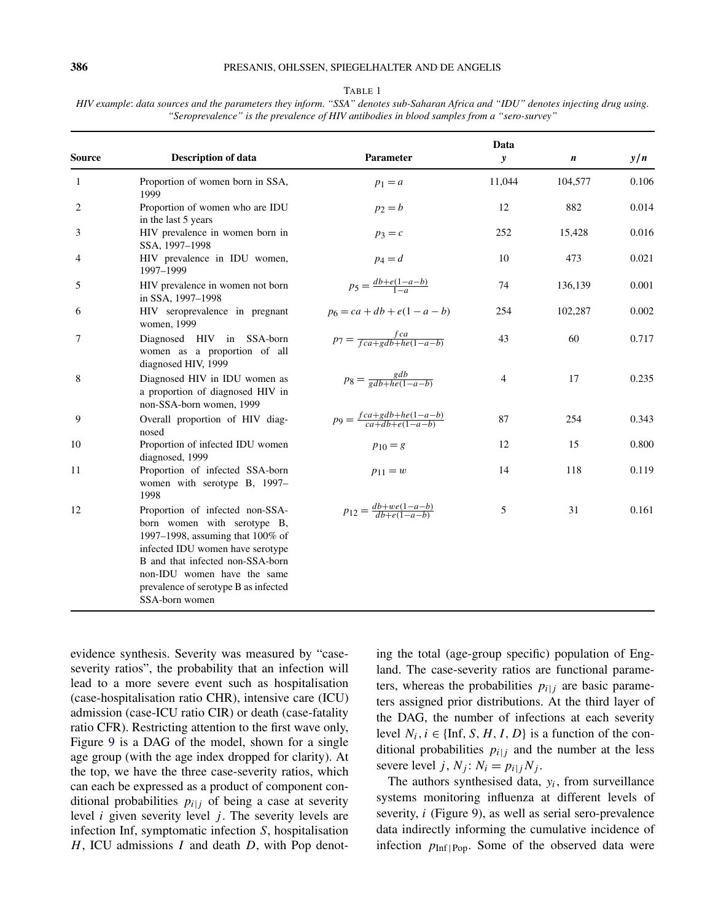TABLE 1

*HIV example: data sources and the parameters they inform. "SSA" denotes sub-Saharan Africa and "IDU" denotes injecting drug using. "Seroprevalence" is the prevalence of HIV antibodies in blood samples from a "sero-survey"*

| Source | Description of data | Parameter | Data $y$ | $n$ | $y/n$ |
|---|---|---|---|---|---|
| 1 | Proportion of women born in SSA, 1999 | $p_1 = a$ | 11,044 | 104,577 | 0.106 |
| 2 | Proportion of women who are IDU in the last 5 years | $p_2 = b$ | 12 | 882 | 0.014 |
| 3 | HIV prevalence in women born in SSA, 1997–1998 | $p_3 = c$ | 252 | 15,428 | 0.016 |
| 4 | HIV prevalence in IDU women, 1997–1999 | $p_4 = d$ | 10 | 473 | 0.021 |
| 5 | HIV prevalence in women not born in SSA, 1997–1998 | $p_5 = \frac{db+e(1-a-b)}{1-a}$ | 74 | 136,139 | 0.001 |
| 6 | HIV seroprevalence in pregnant women, 1999 | $p_6 = ca + db + e(1 - a - b)$ | 254 | 102,287 | 0.002 |
| 7 | Diagnosed HIV in SSA-born women as a proportion of all diagnosed HIV, 1999 | $p_7 = \frac{fca}{fca+gdb+he(1-a-b)}$ | 43 | 60 | 0.717 |
| 8 | Diagnosed HIV in IDU women as a proportion of diagnosed HIV in non-SSA-born women, 1999 | $p_8 = \frac{gdb}{gdb+he(1-a-b)}$ | 4 | 17 | 0.235 |
| 9 | Overall proportion of HIV diagnosed | $p_9 = \frac{fca+gdb+he(1-a-b)}{ca+db+e(1-a-b)}$ | 87 | 254 | 0.343 |
| 10 | Proportion of infected IDU women diagnosed, 1999 | $p_{10} = g$ | 12 | 15 | 0.800 |
| 11 | Proportion of infected SSA-born women with serotype B, 1997–1998 | $p_{11} = w$ | 14 | 118 | 0.119 |
| 12 | Proportion of infected non-SSA-born women with serotype B, 1997–1998, assuming that 100% of infected IDU women have serotype B and that infected non-SSA-born non-IDU women have the same prevalence of serotype B as infected SSA-born women | $p_{12} = \frac{db+we(1-a-b)}{db+e(1-a-b)}$ | 5 | 31 | 0.161 |

evidence synthesis. Severity was measured by "case-severity ratios", the probability that an infection will lead to a more severe event such as hospitalisation (case-hospitalisation ratio CHR), intensive care (ICU) admission (case-ICU ratio CIR) or death (case-fatality ratio CFR). Restricting attention to the first wave only, Figure 9 is a DAG of the model, shown for a single age group (with the age index dropped for clarity). At the top, we have the three case-severity ratios, which can each be expressed as a product of component conditional probabilities $p_{i|j}$ of being a case at severity level $i$ given severity level $j$. The severity levels are infection Inf, symptomatic infection $S$, hospitalisation $H$, ICU admissions $I$ and death $D$, with Pop denoting the total (age-group specific) population of England. The case-severity ratios are functional parameters, whereas the probabilities $p_{i|j}$ are basic parameters assigned prior distributions. At the third layer of the DAG, the number of infections at each severity level $N_i$, $i \in \{\text{Inf}, S, H, I, D\}$ is a function of the conditional probabilities $p_{i|j}$ and the number at the less severe level $j$, $N_j$: $N_i = p_{i|j} N_j$.

The authors synthesised data, $y_i$, from surveillance systems monitoring influenza at different levels of severity, $i$ (Figure 9), as well as serial sero-prevalence data indirectly informing the cumulative incidence of infection $p_{\text{Inf}|\text{Pop}}$. Some of the observed data were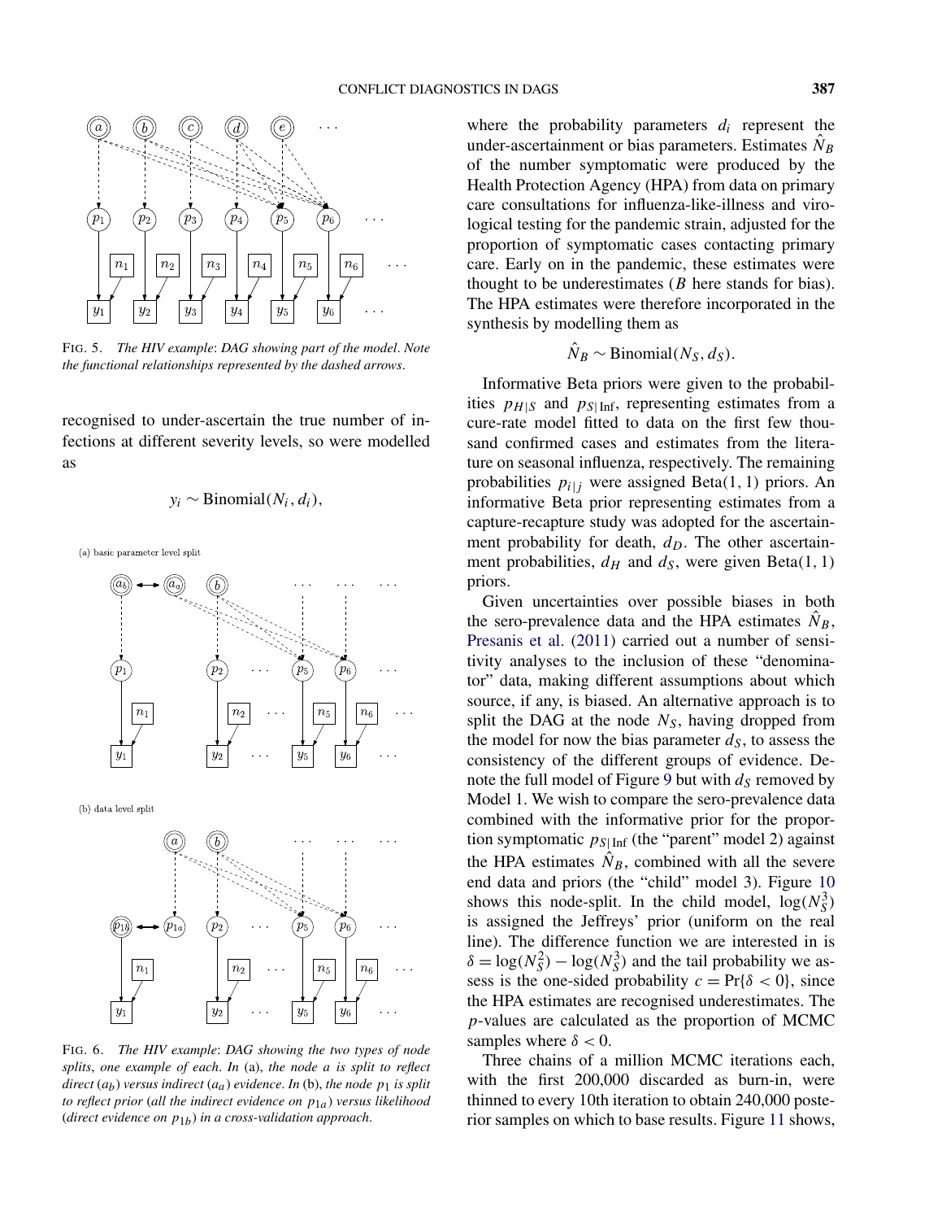FIG. 5. *The HIV example*: *DAG showing part of the model*. *Note the functional relationships represented by the dashed arrows*.

recognised to under-ascertain the true number of infections at different severity levels, so were modelled as

$$y_i \sim \text{Binomial}(N_i, d_i),$$

FIG. 6. *The HIV example*: *DAG showing the two types of node splits*, *one example of each*. *In* (a), *the node* $a$ *is split to reflect direct* ($a_b$) *versus indirect* ($a_a$) *evidence*. *In* (b), *the node* $p_1$ *is split to reflect prior* (*all the indirect evidence on* $p_{1a}$) *versus likelihood* (*direct evidence on* $p_{1b}$) *in a cross-validation approach*.

where the probability parameters $d_i$ represent the under-ascertainment or bias parameters. Estimates $\hat{N}_B$ of the number symptomatic were produced by the Health Protection Agency (HPA) from data on primary care consultations for influenza-like-illness and virological testing for the pandemic strain, adjusted for the proportion of symptomatic cases contacting primary care. Early on in the pandemic, these estimates were thought to be underestimates ($B$ here stands for bias). The HPA estimates were therefore incorporated in the synthesis by modelling them as

$$\hat{N}_B \sim \text{Binomial}(N_S, d_S).$$

Informative Beta priors were given to the probabilities $p_{H|S}$ and $p_{S|\text{Inf}}$, representing estimates from a cure-rate model fitted to data on the first few thousand confirmed cases and estimates from the literature on seasonal influenza, respectively. The remaining probabilities $p_{i|j}$ were assigned Beta(1, 1) priors. An informative Beta prior representing estimates from a capture-recapture study was adopted for the ascertainment probability for death, $d_D$. The other ascertainment probabilities, $d_H$ and $d_S$, were given Beta(1, 1) priors.

Given uncertainties over possible biases in both the sero-prevalence data and the HPA estimates $\hat{N}_B$, Presanis et al. (2011) carried out a number of sensitivity analyses to the inclusion of these "denominator" data, making different assumptions about which source, if any, is biased. An alternative approach is to split the DAG at the node $N_S$, having dropped from the model for now the bias parameter $d_S$, to assess the consistency of the different groups of evidence. Denote the full model of Figure 9 but with $d_S$ removed by Model 1. We wish to compare the sero-prevalence data combined with the informative prior for the proportion symptomatic $p_{S|\text{Inf}}$ (the "parent" model 2) against the HPA estimates $\hat{N}_B$, combined with all the severe end data and priors (the "child" model 3). Figure 10 shows this node-split. In the child model, $\log(N_S^3)$ is assigned the Jeffreys' prior (uniform on the real line). The difference function we are interested in is $\delta = \log(N_S^2) - \log(N_S^3)$ and the tail probability we assess is the one-sided probability $c = \Pr\{\delta < 0\}$, since the HPA estimates are recognised underestimates. The $p$-values are calculated as the proportion of MCMC samples where $\delta < 0$.

Three chains of a million MCMC iterations each, with the first 200,000 discarded as burn-in, were thinned to every 10th iteration to obtain 240,000 posterior samples on which to base results. Figure 11 shows,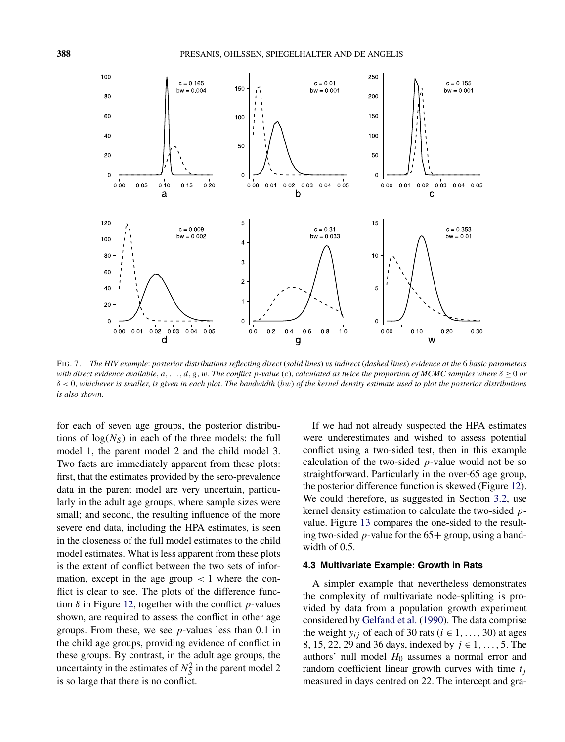FIG. 7. *The HIV example: posterior distributions reflecting direct (solid lines) vs indirect (dashed lines) evidence at the 6 basic parameters with direct evidence available, $a, \ldots, d, g, w$. The conflict $p$-value ($c$), calculated as twice the proportion of MCMC samples where $\delta \geq 0$ or $\delta < 0$, whichever is smaller, is given in each plot. The bandwidth ($bw$) of the kernel density estimate used to plot the posterior distributions is also shown.*

for each of seven age groups, the posterior distributions of $\log(N_S)$ in each of the three models: the full model 1, the parent model 2 and the child model 3. Two facts are immediately apparent from these plots: first, that the estimates provided by the sero-prevalence data in the parent model are very uncertain, particularly in the adult age groups, where sample sizes were small; and second, the resulting influence of the more severe end data, including the HPA estimates, is seen in the closeness of the full model estimates to the child model estimates. What is less apparent from these plots is the extent of conflict between the two sets of information, except in the age group $< 1$ where the conflict is clear to see. The plots of the difference function $\delta$ in Figure 12, together with the conflict $p$-values shown, are required to assess the conflict in other age groups. From these, we see $p$-values less than 0.1 in the child age groups, providing evidence of conflict in these groups. By contrast, in the adult age groups, the uncertainty in the estimates of $N_S^2$ in the parent model 2 is so large that there is no conflict.

If we had not already suspected the HPA estimates were underestimates and wished to assess potential conflict using a two-sided test, then in this example calculation of the two-sided $p$-value would not be so straightforward. Particularly in the over-65 age group, the posterior difference function is skewed (Figure 12). We could therefore, as suggested in Section 3.2, use kernel density estimation to calculate the two-sided $p$-value. Figure 13 compares the one-sided to the resulting two-sided $p$-value for the 65+ group, using a bandwidth of 0.5.

### 4.3 Multivariate Example: Growth in Rats

A simpler example that nevertheless demonstrates the complexity of multivariate node-splitting is provided by data from a population growth experiment considered by Gelfand et al. (1990). The data comprise the weight $y_{ij}$ of each of 30 rats ($i \in 1, \ldots, 30$) at ages 8, 15, 22, 29 and 36 days, indexed by $j \in 1, \ldots, 5$. The authors' null model $H_0$ assumes a normal error and random coefficient linear growth curves with time $t_j$ measured in days centred on 22. The intercept and gra-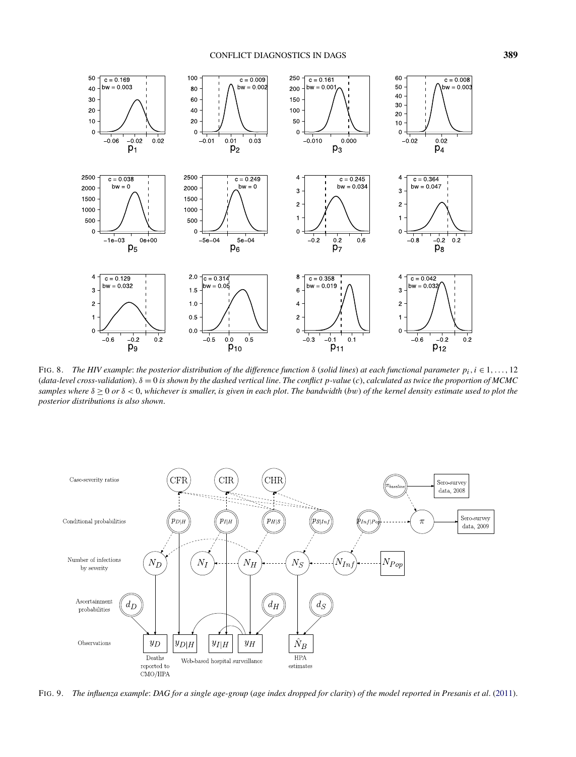FIG. 8. *The HIV example: the posterior distribution of the difference function* $\delta$ *(solid lines) at each functional parameter* $p_i, i \in 1, \ldots, 12$ *(data-level cross-validation).* $\delta = 0$ *is shown by the dashed vertical line. The conflict p-value (c), calculated as twice the proportion of MCMC samples where* $\delta \geq 0$ *or* $\delta < 0$*, whichever is smaller, is given in each plot. The bandwidth (bw) of the kernel density estimate used to plot the posterior distributions is also shown.*

FIG. 9. *The influenza example: DAG for a single age-group (age index dropped for clarity) of the model reported in Presanis et al. (2011).*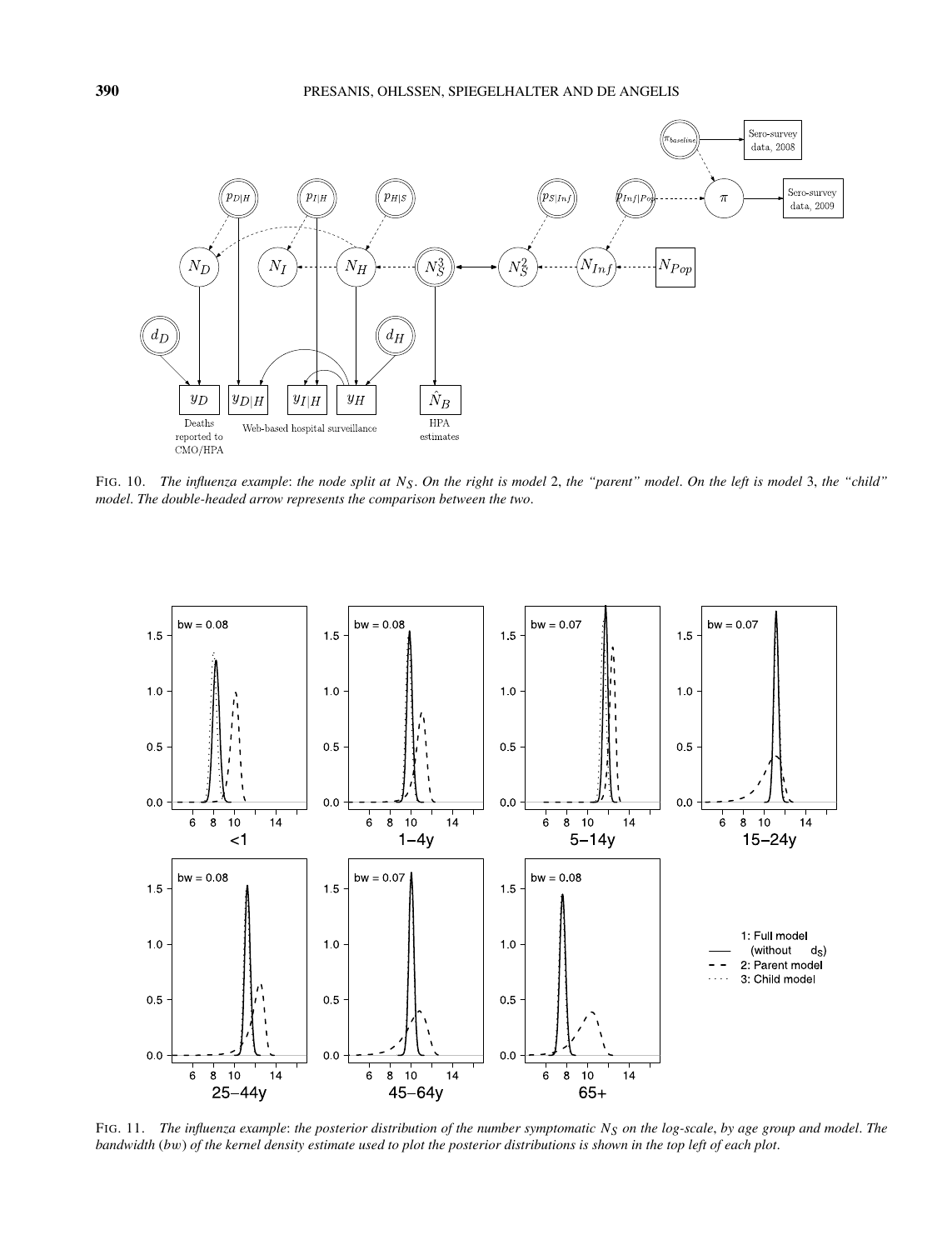FIG. 10. *The influenza example*: *the node split at $N_S$*. *On the right is model* 2, *the "parent" model*. *On the left is model* 3, *the "child" model*. *The double-headed arrow represents the comparison between the two*.

FIG. 11. *The influenza example*: *the posterior distribution of the number symptomatic $N_S$ on the log-scale*, *by age group and model*. *The bandwidth* (*bw*) *of the kernel density estimate used to plot the posterior distributions is shown in the top left of each plot*.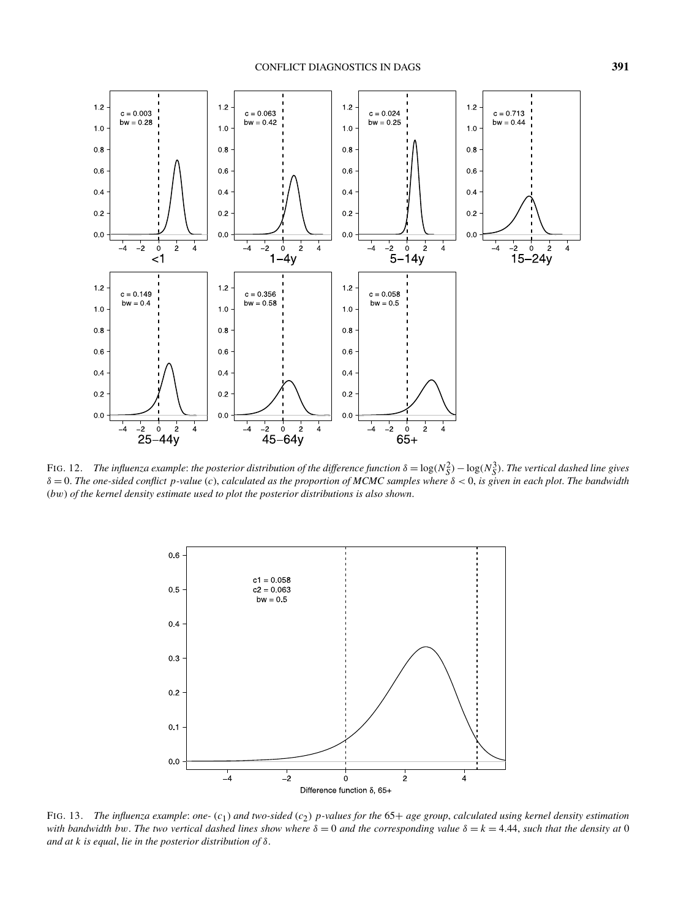FIG. 12. *The influenza example: the posterior distribution of the difference function $\delta = \log(N_S^2) - \log(N_S^3)$. The vertical dashed line gives $\delta = 0$. The one-sided conflict $p$-value ($c$), calculated as the proportion of MCMC samples where $\delta < 0$, is given in each plot. The bandwidth ($bw$) of the kernel density estimate used to plot the posterior distributions is also shown.*

FIG. 13. *The influenza example: one- ($c_1$) and two-sided ($c_2$) $p$-values for the 65+ age group, calculated using kernel density estimation with bandwidth $bw$. The two vertical dashed lines show where $\delta = 0$ and the corresponding value $\delta = k = 4.44$, such that the density at 0 and at $k$ is equal, lie in the posterior distribution of $\delta$.*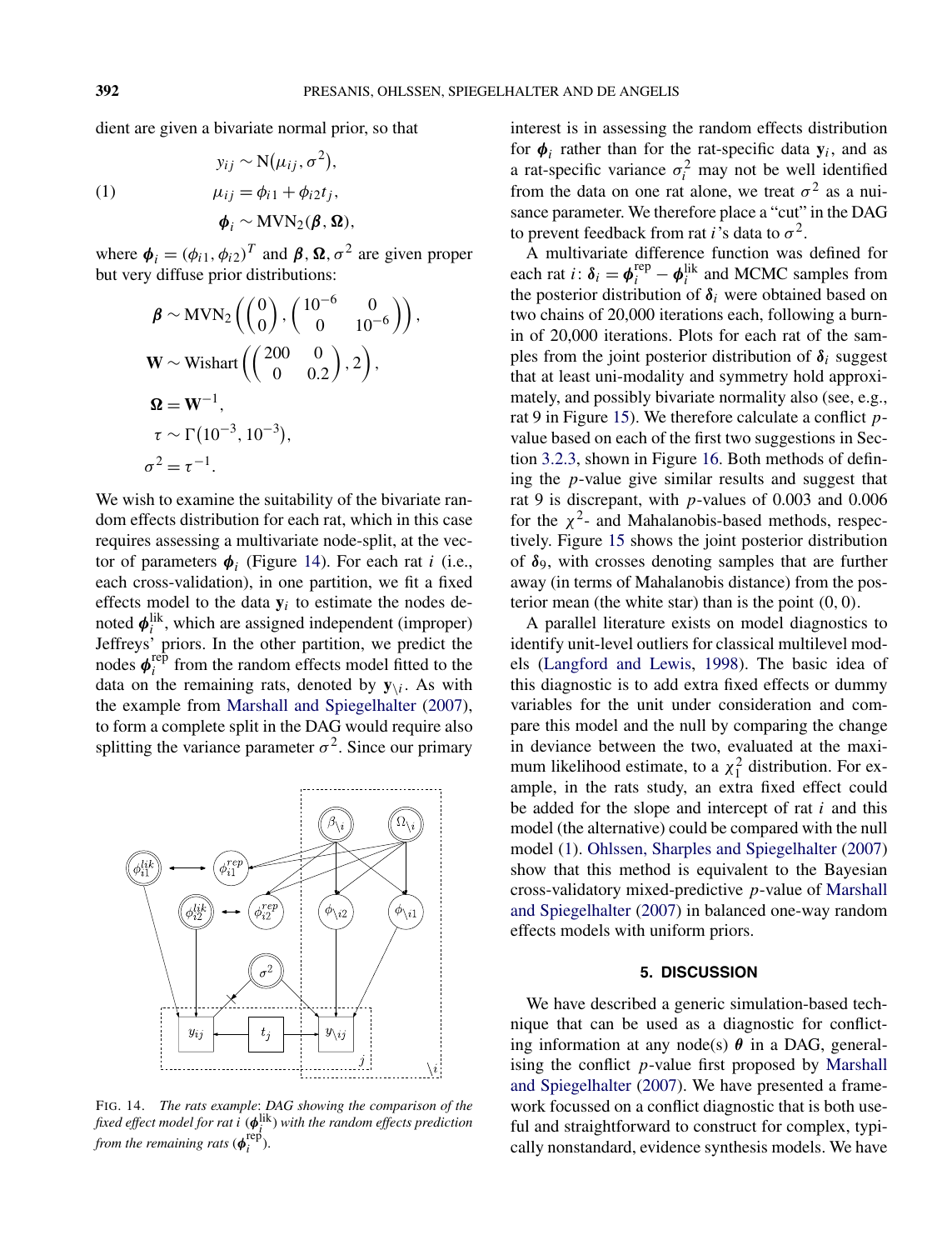dient are given a bivariate normal prior, so that

$$
\begin{aligned}
y_{ij} &\sim \mathrm{N}(\mu_{ij}, \sigma^2), \\
\mu_{ij} &= \phi_{i1} + \phi_{i2} t_j, \\
\boldsymbol{\phi}_i &\sim \mathrm{MVN}_2(\boldsymbol{\beta}, \boldsymbol{\Omega}),
\end{aligned} \tag{1}
$$

where $\boldsymbol{\phi}_i = (\phi_{i1}, \phi_{i2})^T$ and $\boldsymbol{\beta}, \boldsymbol{\Omega}, \sigma^2$ are given proper but very diffuse prior distributions:

$$
\begin{aligned}
\boldsymbol{\beta} &\sim \mathrm{MVN}_2\left(\begin{pmatrix} 0 \\ 0 \end{pmatrix}, \begin{pmatrix} 10^{-6} & 0 \\ 0 & 10^{-6} \end{pmatrix}\right), \\
\mathbf{W} &\sim \mathrm{Wishart}\left(\begin{pmatrix} 200 & 0 \\ 0 & 0.2 \end{pmatrix}, 2\right), \\
\boldsymbol{\Omega} &= \mathbf{W}^{-1}, \\
\tau &\sim \Gamma(10^{-3}, 10^{-3}), \\
\sigma^2 &= \tau^{-1}.
\end{aligned}
$$

We wish to examine the suitability of the bivariate random effects distribution for each rat, which in this case requires assessing a multivariate node-split, at the vector of parameters $\boldsymbol{\phi}_i$ (Figure 14). For each rat $i$ (i.e., each cross-validation), in one partition, we fit a fixed effects model to the data $\mathbf{y}_i$ to estimate the nodes denoted $\boldsymbol{\phi}_i^{\mathrm{lik}}$, which are assigned independent (improper) Jeffreys' priors. In the other partition, we predict the nodes $\boldsymbol{\phi}_i^{\mathrm{rep}}$ from the random effects model fitted to the data on the remaining rats, denoted by $\mathbf{y}_{\setminus i}$. As with the example from Marshall and Spiegelhalter (2007), to form a complete split in the DAG would require also splitting the variance parameter $\sigma^2$. Since our primary interest is in assessing the random effects distribution for $\boldsymbol{\phi}_i$ rather than for the rat-specific data $\mathbf{y}_i$, and as a rat-specific variance $\sigma_i^2$ may not be well identified from the data on one rat alone, we treat $\sigma^2$ as a nuisance parameter. We therefore place a "cut" in the DAG to prevent feedback from rat $i$'s data to $\sigma^2$.

FIG. 14. *The rats example: DAG showing the comparison of the fixed effect model for rat $i$ ($\boldsymbol{\phi}_i^{\mathrm{lik}}$) with the random effects prediction from the remaining rats ($\boldsymbol{\phi}_i^{\mathrm{rep}}$).*

A multivariate difference function was defined for each rat $i$: $\boldsymbol{\delta}_i = \boldsymbol{\phi}_i^{\mathrm{rep}} - \boldsymbol{\phi}_i^{\mathrm{lik}}$ and MCMC samples from the posterior distribution of $\boldsymbol{\delta}_i$ were obtained based on two chains of 20,000 iterations each, following a burn-in of 20,000 iterations. Plots for each rat of the samples from the joint posterior distribution of $\boldsymbol{\delta}_i$ suggest that at least uni-modality and symmetry hold approximately, and possibly bivariate normality also (see, e.g., rat 9 in Figure 15). We therefore calculate a conflict $p$-value based on each of the first two suggestions in Section 3.2.3, shown in Figure 16. Both methods of defining the $p$-value give similar results and suggest that rat 9 is discrepant, with $p$-values of 0.003 and 0.006 for the $\chi^2$- and Mahalanobis-based methods, respectively. Figure 15 shows the joint posterior distribution of $\boldsymbol{\delta}_9$, with crosses denoting samples that are further away (in terms of Mahalanobis distance) from the posterior mean (the white star) than is the point $(0, 0)$.

A parallel literature exists on model diagnostics to identify unit-level outliers for classical multilevel models (Langford and Lewis, 1998). The basic idea of this diagnostic is to add extra fixed effects or dummy variables for the unit under consideration and compare this model and the null by comparing the change in deviance between the two, evaluated at the maximum likelihood estimate, to a $\chi_1^2$ distribution. For example, in the rats study, an extra fixed effect could be added for the slope and intercept of rat $i$ and this model (the alternative) could be compared with the null model (1). Ohlssen, Sharples and Spiegelhalter (2007) show that this method is equivalent to the Bayesian cross-validatory mixed-predictive $p$-value of Marshall and Spiegelhalter (2007) in balanced one-way random effects models with uniform priors.

## 5. DISCUSSION

We have described a generic simulation-based technique that can be used as a diagnostic for conflicting information at any node(s) $\boldsymbol{\theta}$ in a DAG, generalising the conflict $p$-value first proposed by Marshall and Spiegelhalter (2007). We have presented a framework focussed on a conflict diagnostic that is both useful and straightforward to construct for complex, typically nonstandard, evidence synthesis models. We have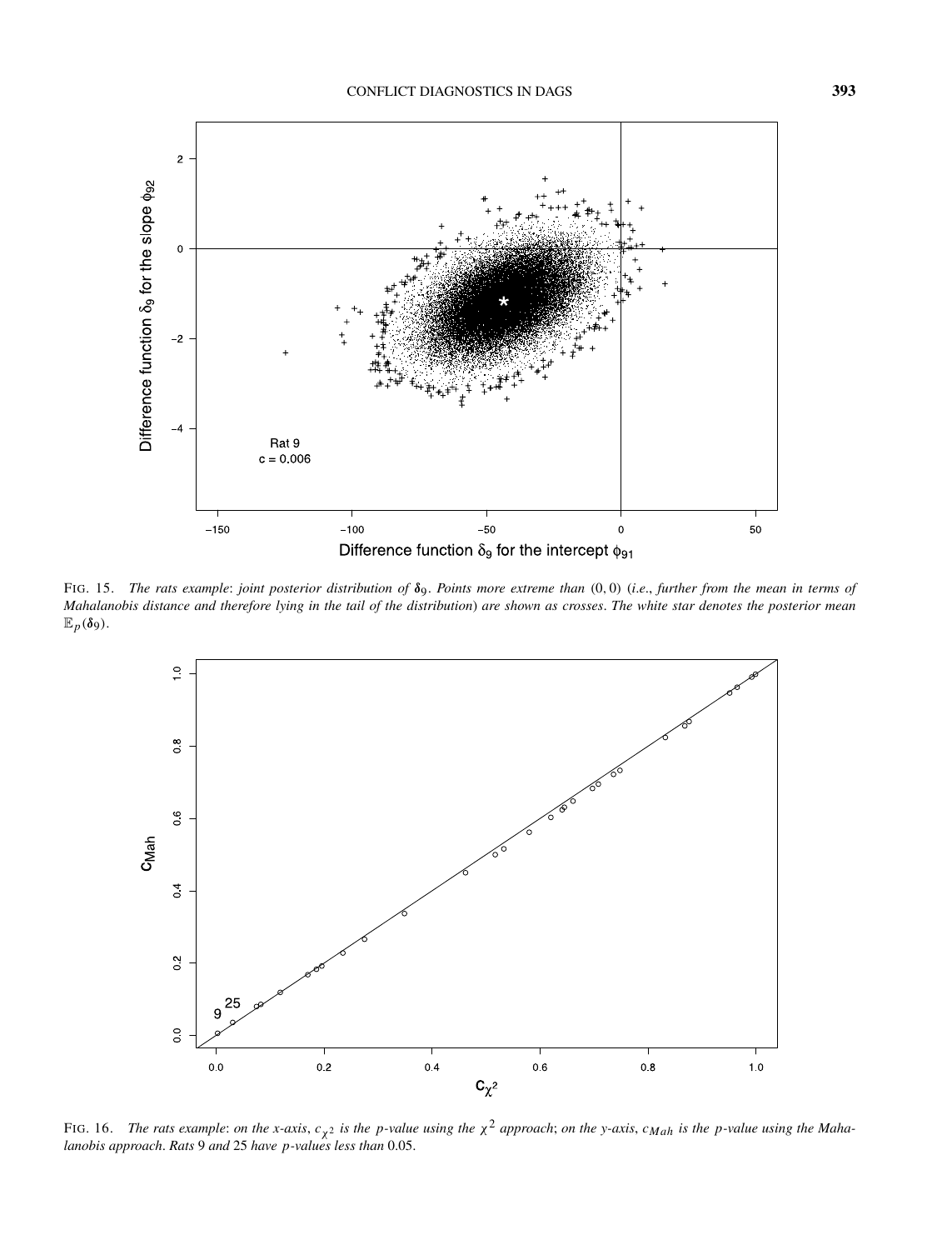FIG. 15. *The rats example: joint posterior distribution of $\boldsymbol{\delta}_9$. Points more extreme than $(0, 0)$ (i.e., further from the mean in terms of Mahalanobis distance and therefore lying in the tail of the distribution) are shown as crosses. The white star denotes the posterior mean $\mathbb{E}_p(\boldsymbol{\delta}_9)$.*

FIG. 16. *The rats example: on the x-axis, $c_{\chi^2}$ is the p-value using the $\chi^2$ approach; on the y-axis, $c_{Mah}$ is the p-value using the Mahalanobis approach. Rats 9 and 25 have p-values less than 0.05.*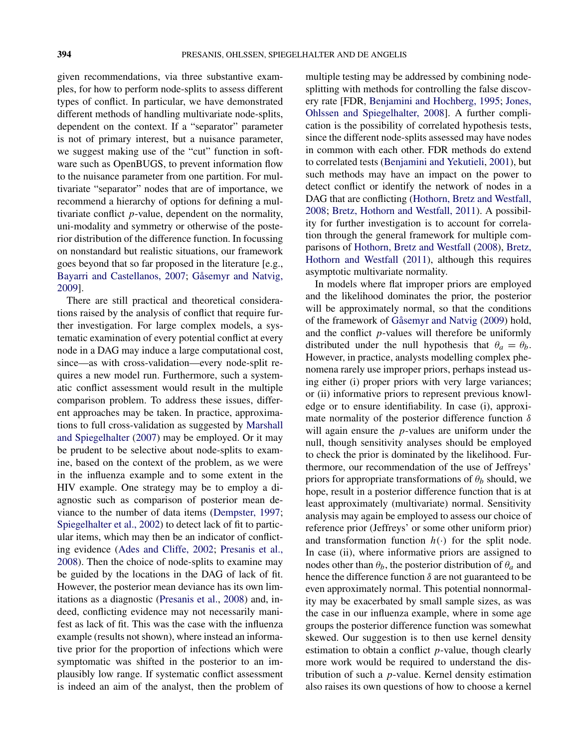given recommendations, via three substantive examples, for how to perform node-splits to assess different types of conflict. In particular, we have demonstrated different methods of handling multivariate node-splits, dependent on the context. If a "separator" parameter is not of primary interest, but a nuisance parameter, we suggest making use of the "cut" function in software such as OpenBUGS, to prevent information flow to the nuisance parameter from one partition. For multivariate "separator" nodes that are of importance, we recommend a hierarchy of options for defining a multivariate conflict $p$-value, dependent on the normality, uni-modality and symmetry or otherwise of the posterior distribution of the difference function. In focussing on nonstandard but realistic situations, our framework goes beyond that so far proposed in the literature [e.g., Bayarri and Castellanos, 2007; Gåsemyr and Natvig, 2009].

There are still practical and theoretical considerations raised by the analysis of conflict that require further investigation. For large complex models, a systematic examination of every potential conflict at every node in a DAG may induce a large computational cost, since—as with cross-validation—every node-split requires a new model run. Furthermore, such a systematic conflict assessment would result in the multiple comparison problem. To address these issues, different approaches may be taken. In practice, approximations to full cross-validation as suggested by Marshall and Spiegelhalter (2007) may be employed. Or it may be prudent to be selective about node-splits to examine, based on the context of the problem, as we were in the influenza example and to some extent in the HIV example. One strategy may be to employ a diagnostic such as comparison of posterior mean deviance to the number of data items (Dempster, 1997; Spiegelhalter et al., 2002) to detect lack of fit to particular items, which may then be an indicator of conflicting evidence (Ades and Cliffe, 2002; Presanis et al., 2008). Then the choice of node-splits to examine may be guided by the locations in the DAG of lack of fit. However, the posterior mean deviance has its own limitations as a diagnostic (Presanis et al., 2008) and, indeed, conflicting evidence may not necessarily manifest as lack of fit. This was the case with the influenza example (results not shown), where instead an informative prior for the proportion of infections which were symptomatic was shifted in the posterior to an implausibly low range. If systematic conflict assessment is indeed an aim of the analyst, then the problem of multiple testing may be addressed by combining node-splitting with methods for controlling the false discovery rate [FDR, Benjamini and Hochberg, 1995; Jones, Ohlssen and Spiegelhalter, 2008]. A further complication is the possibility of correlated hypothesis tests, since the different node-splits assessed may have nodes in common with each other. FDR methods do extend to correlated tests (Benjamini and Yekutieli, 2001), but such methods may have an impact on the power to detect conflict or identify the network of nodes in a DAG that are conflicting (Hothorn, Bretz and Westfall, 2008; Bretz, Hothorn and Westfall, 2011). A possibility for further investigation is to account for correlation through the general framework for multiple comparisons of Hothorn, Bretz and Westfall (2008), Bretz, Hothorn and Westfall (2011), although this requires asymptotic multivariate normality.

In models where flat improper priors are employed and the likelihood dominates the prior, the posterior will be approximately normal, so that the conditions of the framework of Gåsemyr and Natvig (2009) hold, and the conflict $p$-values will therefore be uniformly distributed under the null hypothesis that $\theta_a = \theta_b$. However, in practice, analysts modelling complex phenomena rarely use improper priors, perhaps instead using either (i) proper priors with very large variances; or (ii) informative priors to represent previous knowledge or to ensure identifiability. In case (i), approximate normality of the posterior difference function $\delta$ will again ensure the $p$-values are uniform under the null, though sensitivity analyses should be employed to check the prior is dominated by the likelihood. Furthermore, our recommendation of the use of Jeffreys' priors for appropriate transformations of $\theta_b$ should, we hope, result in a posterior difference function that is at least approximately (multivariate) normal. Sensitivity analysis may again be employed to assess our choice of reference prior (Jeffreys' or some other uniform prior) and transformation function $h(\cdot)$ for the split node. In case (ii), where informative priors are assigned to nodes other than $\theta_b$, the posterior distribution of $\theta_a$ and hence the difference function $\delta$ are not guaranteed to be even approximately normal. This potential nonnormality may be exacerbated by small sample sizes, as was the case in our influenza example, where in some age groups the posterior difference function was somewhat skewed. Our suggestion is to then use kernel density estimation to obtain a conflict $p$-value, though clearly more work would be required to understand the distribution of such a $p$-value. Kernel density estimation also raises its own questions of how to choose a kernel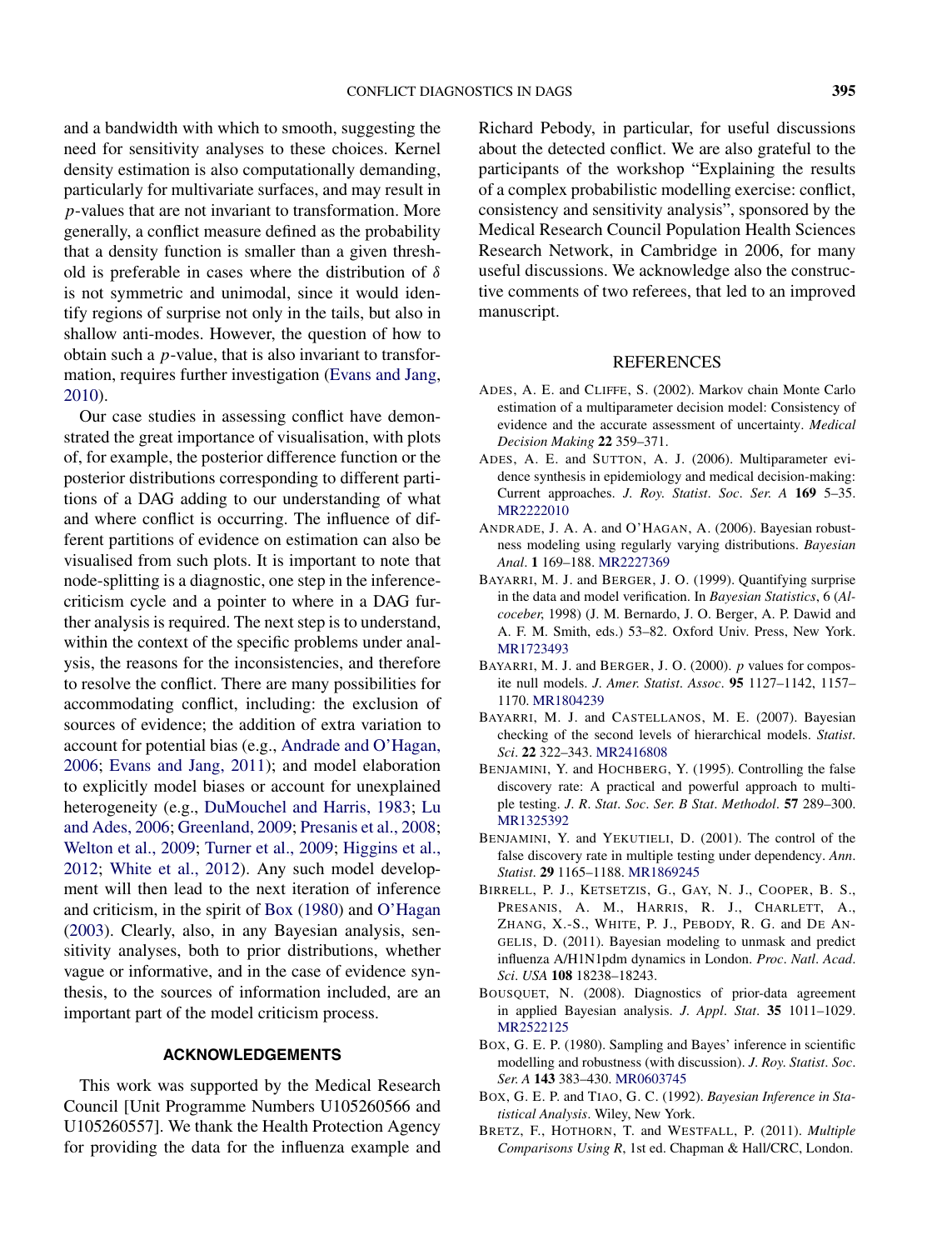and a bandwidth with which to smooth, suggesting the need for sensitivity analyses to these choices. Kernel density estimation is also computationally demanding, particularly for multivariate surfaces, and may result in $p$-values that are not invariant to transformation. More generally, a conflict measure defined as the probability that a density function is smaller than a given threshold is preferable in cases where the distribution of $\delta$ is not symmetric and unimodal, since it would identify regions of surprise not only in the tails, but also in shallow anti-modes. However, the question of how to obtain such a $p$-value, that is also invariant to transformation, requires further investigation (Evans and Jang, 2010).

Our case studies in assessing conflict have demonstrated the great importance of visualisation, with plots of, for example, the posterior difference function or the posterior distributions corresponding to different partitions of a DAG adding to our understanding of what and where conflict is occurring. The influence of different partitions of evidence on estimation can also be visualised from such plots. It is important to note that node-splitting is a diagnostic, one step in the inference-criticism cycle and a pointer to where in a DAG further analysis is required. The next step is to understand, within the context of the specific problems under analysis, the reasons for the inconsistencies, and therefore to resolve the conflict. There are many possibilities for accommodating conflict, including: the exclusion of sources of evidence; the addition of extra variation to account for potential bias (e.g., Andrade and O'Hagan, 2006; Evans and Jang, 2011); and model elaboration to explicitly model biases or account for unexplained heterogeneity (e.g., DuMouchel and Harris, 1983; Lu and Ades, 2006; Greenland, 2009; Presanis et al., 2008; Welton et al., 2009; Turner et al., 2009; Higgins et al., 2012; White et al., 2012). Any such model development will then lead to the next iteration of inference and criticism, in the spirit of Box (1980) and O'Hagan (2003). Clearly, also, in any Bayesian analysis, sensitivity analyses, both to prior distributions, whether vague or informative, and in the case of evidence synthesis, to the sources of information included, are an important part of the model criticism process.

## ACKNOWLEDGEMENTS

This work was supported by the Medical Research Council [Unit Programme Numbers U105260566 and U105260557]. We thank the Health Protection Agency for providing the data for the influenza example and Richard Pebody, in particular, for useful discussions about the detected conflict. We are also grateful to the participants of the workshop "Explaining the results of a complex probabilistic modelling exercise: conflict, consistency and sensitivity analysis", sponsored by the Medical Research Council Population Health Sciences Research Network, in Cambridge in 2006, for many useful discussions. We acknowledge also the constructive comments of two referees, that led to an improved manuscript.

## REFERENCES

ADES, A. E. and CLIFFE, S. (2002). Markov chain Monte Carlo estimation of a multiparameter decision model: Consistency of evidence and the accurate assessment of uncertainty. *Medical Decision Making* **22** 359–371.

ADES, A. E. and SUTTON, A. J. (2006). Multiparameter evidence synthesis in epidemiology and medical decision-making: Current approaches. *J. Roy. Statist. Soc. Ser. A* **169** 5–35. MR2222010

ANDRADE, J. A. A. and O'HAGAN, A. (2006). Bayesian robustness modeling using regularly varying distributions. *Bayesian Anal.* **1** 169–188. MR2227369

BAYARRI, M. J. and BERGER, J. O. (1999). Quantifying surprise in the data and model verification. In *Bayesian Statistics*, 6 (*Alcoceber*, 1998) (J. M. Bernardo, J. O. Berger, A. P. Dawid and A. F. M. Smith, eds.) 53–82. Oxford Univ. Press, New York. MR1723493

BAYARRI, M. J. and BERGER, J. O. (2000). $p$ values for composite null models. *J. Amer. Statist. Assoc.* **95** 1127–1142, 1157–1170. MR1804239

BAYARRI, M. J. and CASTELLANOS, M. E. (2007). Bayesian checking of the second levels of hierarchical models. *Statist. Sci.* **22** 322–343. MR2416808

BENJAMINI, Y. and HOCHBERG, Y. (1995). Controlling the false discovery rate: A practical and powerful approach to multiple testing. *J. R. Stat. Soc. Ser. B Stat. Methodol.* **57** 289–300. MR1325392

BENJAMINI, Y. and YEKUTIELI, D. (2001). The control of the false discovery rate in multiple testing under dependency. *Ann. Statist.* **29** 1165–1188. MR1869245

BIRRELL, P. J., KETSETZIS, G., GAY, N. J., COOPER, B. S., PRESANIS, A. M., HARRIS, R. J., CHARLETT, A., ZHANG, X.-S., WHITE, P. J., PEBODY, R. G. and DE ANGELIS, D. (2011). Bayesian modeling to unmask and predict influenza A/H1N1pdm dynamics in London. *Proc. Natl. Acad. Sci. USA* **108** 18238–18243.

BOUSQUET, N. (2008). Diagnostics of prior-data agreement in applied Bayesian analysis. *J. Appl. Stat.* **35** 1011–1029. MR2522125

BOX, G. E. P. (1980). Sampling and Bayes' inference in scientific modelling and robustness (with discussion). *J. Roy. Statist. Soc. Ser. A* **143** 383–430. MR0603745

BOX, G. E. P. and TIAO, G. C. (1992). *Bayesian Inference in Statistical Analysis*. Wiley, New York.

BRETZ, F., HOTHORN, T. and WESTFALL, P. (2011). *Multiple Comparisons Using R*, 1st ed. Chapman & Hall/CRC, London.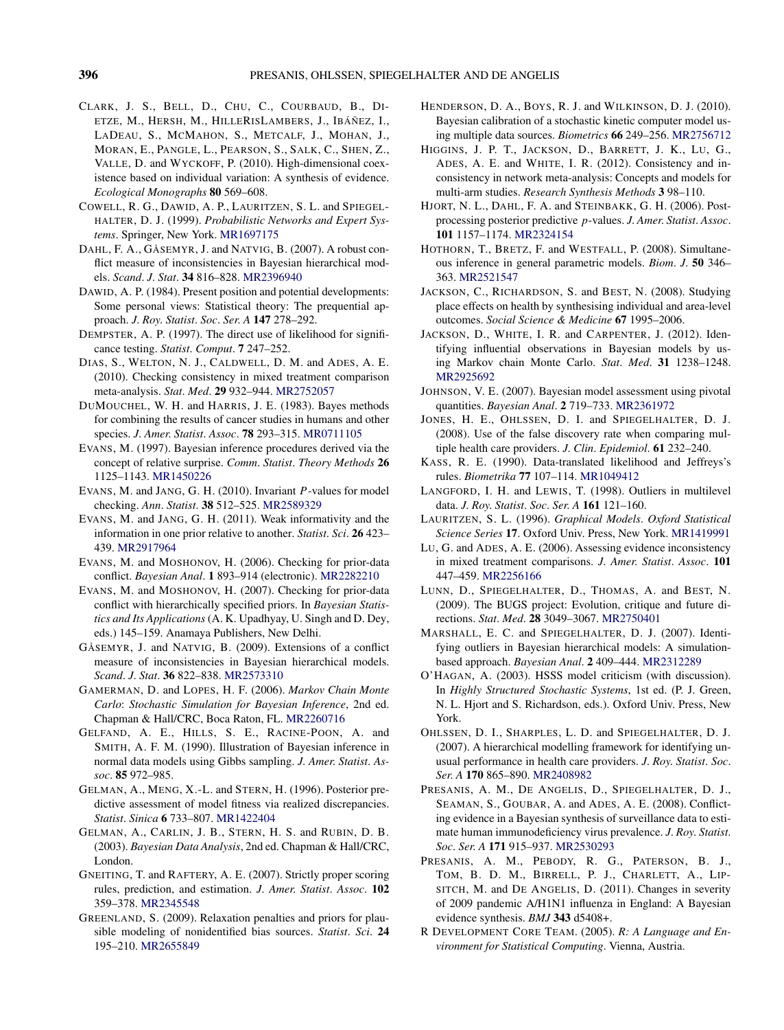CLARK, J. S., BELL, D., CHU, C., COURBAUD, B., DIETZE, M., HERSH, M., HILLERISLAMBERS, J., IBÁÑEZ, I., LADEAU, S., MCMAHON, S., METCALF, J., MOHAN, J., MORAN, E., PANGLE, L., PEARSON, S., SALK, C., SHEN, Z., VALLE, D. and WYCKOFF, P. (2010). High-dimensional coexistence based on individual variation: A synthesis of evidence. *Ecological Monographs* **80** 569–608.

COWELL, R. G., DAWID, A. P., LAURITZEN, S. L. and SPIEGELHALTER, D. J. (1999). *Probabilistic Networks and Expert Systems*. Springer, New York. MR1697175

DAHL, F. A., GÅSEMYR, J. and NATVIG, B. (2007). A robust conflict measure of inconsistencies in Bayesian hierarchical models. *Scand. J. Stat.* **34** 816–828. MR2396940

DAWID, A. P. (1984). Present position and potential developments: Some personal views: Statistical theory: The prequential approach. *J. Roy. Statist. Soc. Ser. A* **147** 278–292.

DEMPSTER, A. P. (1997). The direct use of likelihood for significance testing. *Statist. Comput.* **7** 247–252.

DIAS, S., WELTON, N. J., CALDWELL, D. M. and ADES, A. E. (2010). Checking consistency in mixed treatment comparison meta-analysis. *Stat. Med.* **29** 932–944. MR2752057

DUMOUCHEL, W. H. and HARRIS, J. E. (1983). Bayes methods for combining the results of cancer studies in humans and other species. *J. Amer. Statist. Assoc.* **78** 293–315. MR0711105

EVANS, M. (1997). Bayesian inference procedures derived via the concept of relative surprise. *Comm. Statist. Theory Methods* **26** 1125–1143. MR1450226

EVANS, M. and JANG, G. H. (2010). Invariant *P*-values for model checking. *Ann. Statist.* **38** 512–525. MR2589329

EVANS, M. and JANG, G. H. (2011). Weak informativity and the information in one prior relative to another. *Statist. Sci.* **26** 423–439. MR2917964

EVANS, M. and MOSHONOV, H. (2006). Checking for prior-data conflict. *Bayesian Anal.* **1** 893–914 (electronic). MR2282210

EVANS, M. and MOSHONOV, H. (2007). Checking for prior-data conflict with hierarchically specified priors. In *Bayesian Statistics and Its Applications* (A. K. Upadhyay, U. Singh and D. Dey, eds.) 145–159. Anamaya Publishers, New Delhi.

GÅSEMYR, J. and NATVIG, B. (2009). Extensions of a conflict measure of inconsistencies in Bayesian hierarchical models. *Scand. J. Stat.* **36** 822–838. MR2573310

GAMERMAN, D. and LOPES, H. F. (2006). *Markov Chain Monte Carlo: Stochastic Simulation for Bayesian Inference*, 2nd ed. Chapman & Hall/CRC, Boca Raton, FL. MR2260716

GELFAND, A. E., HILLS, S. E., RACINE-POON, A. and SMITH, A. F. M. (1990). Illustration of Bayesian inference in normal data models using Gibbs sampling. *J. Amer. Statist. Assoc.* **85** 972–985.

GELMAN, A., MENG, X.-L. and STERN, H. (1996). Posterior predictive assessment of model fitness via realized discrepancies. *Statist. Sinica* **6** 733–807. MR1422404

GELMAN, A., CARLIN, J. B., STERN, H. S. and RUBIN, D. B. (2003). *Bayesian Data Analysis*, 2nd ed. Chapman & Hall/CRC, London.

GNEITING, T. and RAFTERY, A. E. (2007). Strictly proper scoring rules, prediction, and estimation. *J. Amer. Statist. Assoc.* **102** 359–378. MR2345548

GREENLAND, S. (2009). Relaxation penalties and priors for plausible modeling of nonidentified bias sources. *Statist. Sci.* **24** 195–210. MR2655849

HENDERSON, D. A., BOYS, R. J. and WILKINSON, D. J. (2010). Bayesian calibration of a stochastic kinetic computer model using multiple data sources. *Biometrics* **66** 249–256. MR2756712

HIGGINS, J. P. T., JACKSON, D., BARRETT, J. K., LU, G., ADES, A. E. and WHITE, I. R. (2012). Consistency and inconsistency in network meta-analysis: Concepts and models for multi-arm studies. *Research Synthesis Methods* **3** 98–110.

HJORT, N. L., DAHL, F. A. and STEINBAKK, G. H. (2006). Post-processing posterior predictive *p*-values. *J. Amer. Statist. Assoc.* **101** 1157–1174. MR2324154

HOTHORN, T., BRETZ, F. and WESTFALL, P. (2008). Simultaneous inference in general parametric models. *Biom. J.* **50** 346–363. MR2521547

JACKSON, C., RICHARDSON, S. and BEST, N. (2008). Studying place effects on health by synthesising individual and area-level outcomes. *Social Science & Medicine* **67** 1995–2006.

JACKSON, D., WHITE, I. R. and CARPENTER, J. (2012). Identifying influential observations in Bayesian models by using Markov chain Monte Carlo. *Stat. Med.* **31** 1238–1248. MR2925692

JOHNSON, V. E. (2007). Bayesian model assessment using pivotal quantities. *Bayesian Anal.* **2** 719–733. MR2361972

JONES, H. E., OHLSSEN, D. I. and SPIEGELHALTER, D. J. (2008). Use of the false discovery rate when comparing multiple health care providers. *J. Clin. Epidemiol.* **61** 232–240.

KASS, R. E. (1990). Data-translated likelihood and Jeffreys's rules. *Biometrika* **77** 107–114. MR1049412

LANGFORD, I. H. and LEWIS, T. (1998). Outliers in multilevel data. *J. Roy. Statist. Soc. Ser. A* **161** 121–160.

LAURITZEN, S. L. (1996). *Graphical Models*. *Oxford Statistical Science Series* **17**. Oxford Univ. Press, New York. MR1419991

LU, G. and ADES, A. E. (2006). Assessing evidence inconsistency in mixed treatment comparisons. *J. Amer. Statist. Assoc.* **101** 447–459. MR2256166

LUNN, D., SPIEGELHALTER, D., THOMAS, A. and BEST, N. (2009). The BUGS project: Evolution, critique and future directions. *Stat. Med.* **28** 3049–3067. MR2750401

MARSHALL, E. C. and SPIEGELHALTER, D. J. (2007). Identifying outliers in Bayesian hierarchical models: A simulation-based approach. *Bayesian Anal.* **2** 409–444. MR2312289

O'HAGAN, A. (2003). HSSS model criticism (with discussion). In *Highly Structured Stochastic Systems*, 1st ed. (P. J. Green, N. L. Hjort and S. Richardson, eds.). Oxford Univ. Press, New York.

OHLSSEN, D. I., SHARPLES, L. D. and SPIEGELHALTER, D. J. (2007). A hierarchical modelling framework for identifying unusual performance in health care providers. *J. Roy. Statist. Soc. Ser. A* **170** 865–890. MR2408982

PRESANIS, A. M., DE ANGELIS, D., SPIEGELHALTER, D. J., SEAMAN, S., GOUBAR, A. and ADES, A. E. (2008). Conflicting evidence in a Bayesian synthesis of surveillance data to estimate human immunodeficiency virus prevalence. *J. Roy. Statist. Soc. Ser. A* **171** 915–937. MR2530293

PRESANIS, A. M., PEBODY, R. G., PATERSON, B. J., TOM, B. D. M., BIRRELL, P. J., CHARLETT, A., LIPSITCH, M. and DE ANGELIS, D. (2011). Changes in severity of 2009 pandemic A/H1N1 influenza in England: A Bayesian evidence synthesis. *BMJ* **343** d5408+.

R DEVELOPMENT CORE TEAM. (2005). *R: A Language and Environment for Statistical Computing*. Vienna, Austria.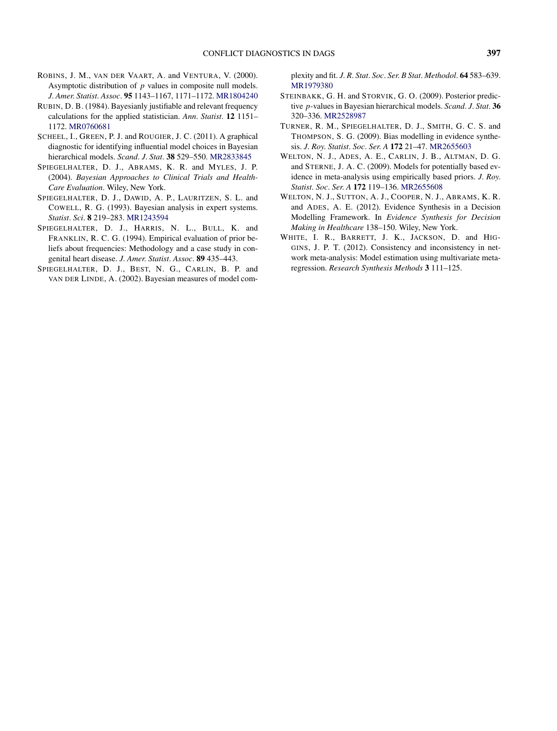ROBINS, J. M., VAN DER VAART, A. and VENTURA, V. (2000). Asymptotic distribution of $p$ values in composite null models. *J. Amer. Statist. Assoc.* **95** 1143–1167, 1171–1172. MR1804240

RUBIN, D. B. (1984). Bayesianly justifiable and relevant frequency calculations for the applied statistician. *Ann. Statist.* **12** 1151–1172. MR0760681

SCHEEL, I., GREEN, P. J. and ROUGIER, J. C. (2011). A graphical diagnostic for identifying influential model choices in Bayesian hierarchical models. *Scand. J. Stat.* **38** 529–550. MR2833845

SPIEGELHALTER, D. J., ABRAMS, K. R. and MYLES, J. P. (2004). *Bayesian Approaches to Clinical Trials and Health-Care Evaluation*. Wiley, New York.

SPIEGELHALTER, D. J., DAWID, A. P., LAURITZEN, S. L. and COWELL, R. G. (1993). Bayesian analysis in expert systems. *Statist. Sci.* **8** 219–283. MR1243594

SPIEGELHALTER, D. J., HARRIS, N. L., BULL, K. and FRANKLIN, R. C. G. (1994). Empirical evaluation of prior beliefs about frequencies: Methodology and a case study in congenital heart disease. *J. Amer. Statist. Assoc.* **89** 435–443.

SPIEGELHALTER, D. J., BEST, N. G., CARLIN, B. P. and VAN DER LINDE, A. (2002). Bayesian measures of model complexity and fit. *J. R. Stat. Soc. Ser. B Stat. Methodol.* **64** 583–639. MR1979380

STEINBAKK, G. H. and STORVIK, G. O. (2009). Posterior predictive $p$-values in Bayesian hierarchical models. *Scand. J. Stat.* **36** 320–336. MR2528987

TURNER, R. M., SPIEGELHALTER, D. J., SMITH, G. C. S. and THOMPSON, S. G. (2009). Bias modelling in evidence synthesis. *J. Roy. Statist. Soc. Ser. A* **172** 21–47. MR2655603

WELTON, N. J., ADES, A. E., CARLIN, J. B., ALTMAN, D. G. and STERNE, J. A. C. (2009). Models for potentially based evidence in meta-analysis using empirically based priors. *J. Roy. Statist. Soc. Ser. A* **172** 119–136. MR2655608

WELTON, N. J., SUTTON, A. J., COOPER, N. J., ABRAMS, K. R. and ADES, A. E. (2012). Evidence Synthesis in a Decision Modelling Framework. In *Evidence Synthesis for Decision Making in Healthcare* 138–150. Wiley, New York.

WHITE, I. R., BARRETT, J. K., JACKSON, D. and HIGGINS, J. P. T. (2012). Consistency and inconsistency in network meta-analysis: Model estimation using multivariate meta-regression. *Research Synthesis Methods* **3** 111–125.